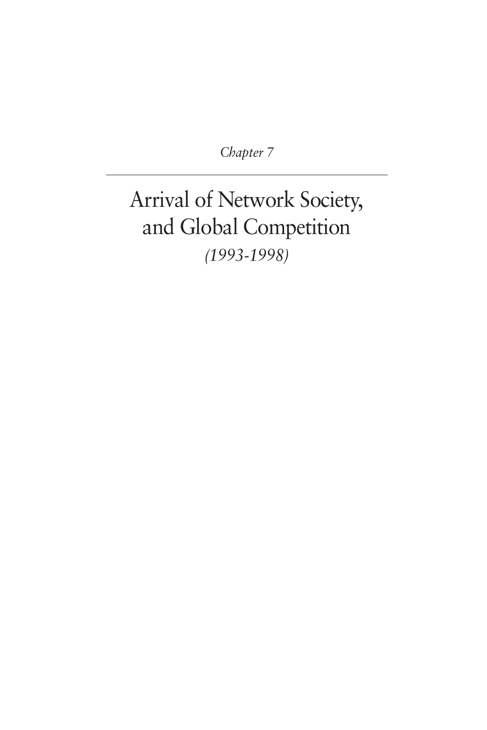*Chapter 7*

---

# Arrival of Network Society, and Global Competition

*(1993-1998)*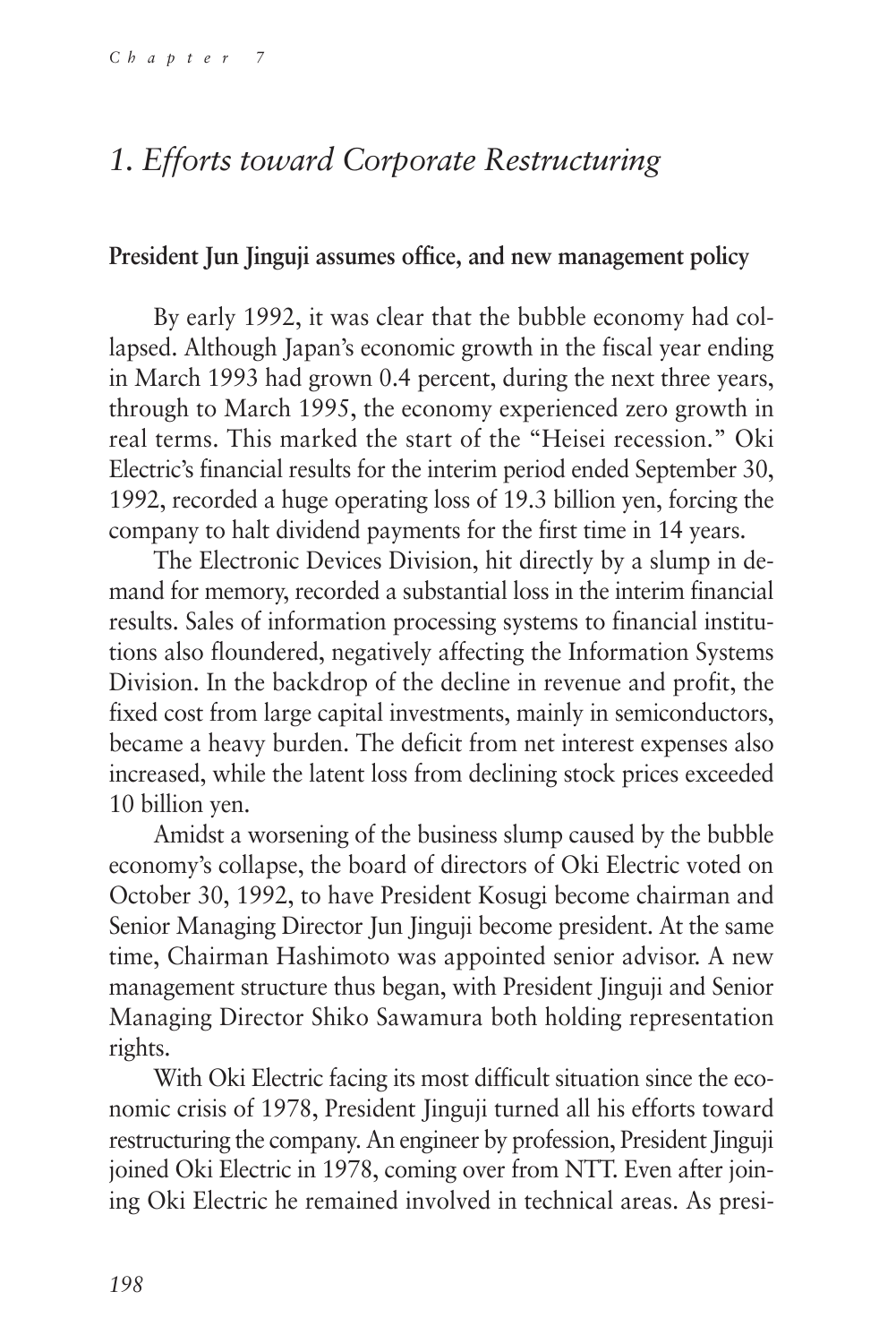# 1. *Efforts toward Corporate Restructuring*

**President Jun Jinguji assumes office, and new management policy**

By early 1992, it was clear that the bubble economy had collapsed. Although Japan's economic growth in the fiscal year ending in March 1993 had grown 0.4 percent, during the next three years, through to March 1995, the economy experienced zero growth in real terms. This marked the start of the "Heisei recession." Oki Electric's financial results for the interim period ended September 30, 1992, recorded a huge operating loss of 19.3 billion yen, forcing the company to halt dividend payments for the first time in 14 years.

The Electronic Devices Division, hit directly by a slump in demand for memory, recorded a substantial loss in the interim financial results. Sales of information processing systems to financial institutions also floundered, negatively affecting the Information Systems Division. In the backdrop of the decline in revenue and profit, the fixed cost from large capital investments, mainly in semiconductors, became a heavy burden. The deficit from net interest expenses also increased, while the latent loss from declining stock prices exceeded 10 billion yen.

Amidst a worsening of the business slump caused by the bubble economy's collapse, the board of directors of Oki Electric voted on October 30, 1992, to have President Kosugi become chairman and Senior Managing Director Jun Jinguji become president. At the same time, Chairman Hashimoto was appointed senior advisor. A new management structure thus began, with President Jinguji and Senior Managing Director Shiko Sawamura both holding representation rights.

With Oki Electric facing its most difficult situation since the economic crisis of 1978, President Jinguji turned all his efforts toward restructuring the company. An engineer by profession, President Jinguji joined Oki Electric in 1978, coming over from NTT. Even after joining Oki Electric he remained involved in technical areas. As presi-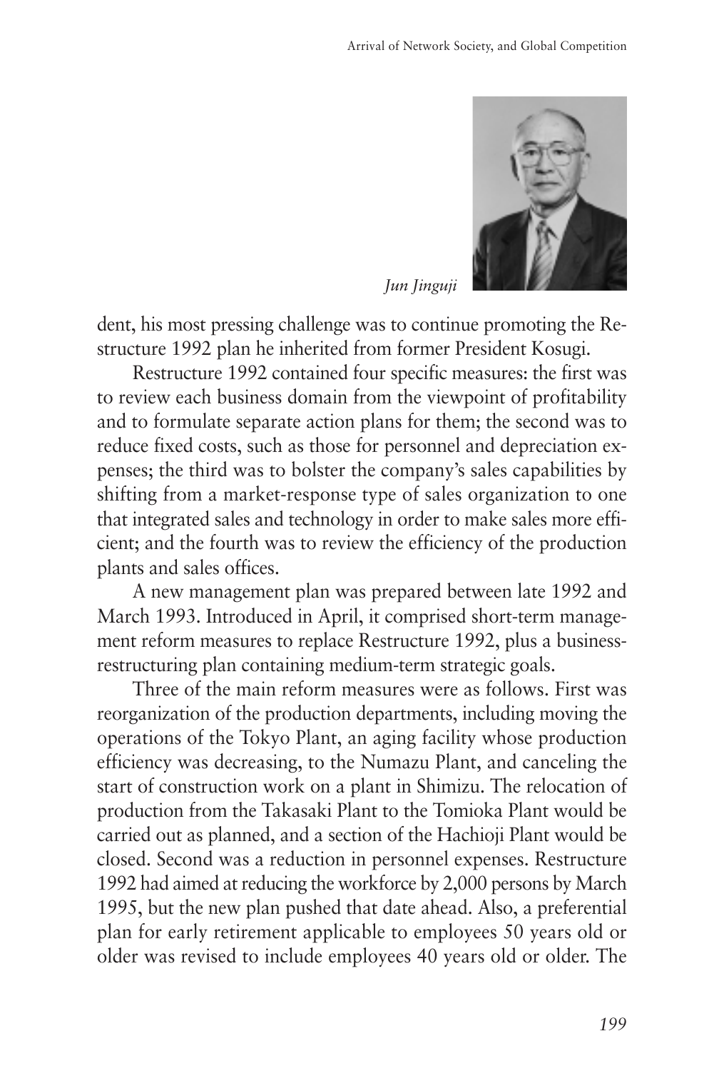*Jun Jinguji*

dent, his most pressing challenge was to continue promoting the Restructure 1992 plan he inherited from former President Kosugi.

Restructure 1992 contained four specific measures: the first was to review each business domain from the viewpoint of profitability and to formulate separate action plans for them; the second was to reduce fixed costs, such as those for personnel and depreciation expenses; the third was to bolster the company's sales capabilities by shifting from a market-response type of sales organization to one that integrated sales and technology in order to make sales more efficient; and the fourth was to review the efficiency of the production plants and sales offices.

A new management plan was prepared between late 1992 and March 1993. Introduced in April, it comprised short-term management reform measures to replace Restructure 1992, plus a business-restructuring plan containing medium-term strategic goals.

Three of the main reform measures were as follows. First was reorganization of the production departments, including moving the operations of the Tokyo Plant, an aging facility whose production efficiency was decreasing, to the Numazu Plant, and canceling the start of construction work on a plant in Shimizu. The relocation of production from the Takasaki Plant to the Tomioka Plant would be carried out as planned, and a section of the Hachioji Plant would be closed. Second was a reduction in personnel expenses. Restructure 1992 had aimed at reducing the workforce by 2,000 persons by March 1995, but the new plan pushed that date ahead. Also, a preferential plan for early retirement applicable to employees 50 years old or older was revised to include employees 40 years old or older. The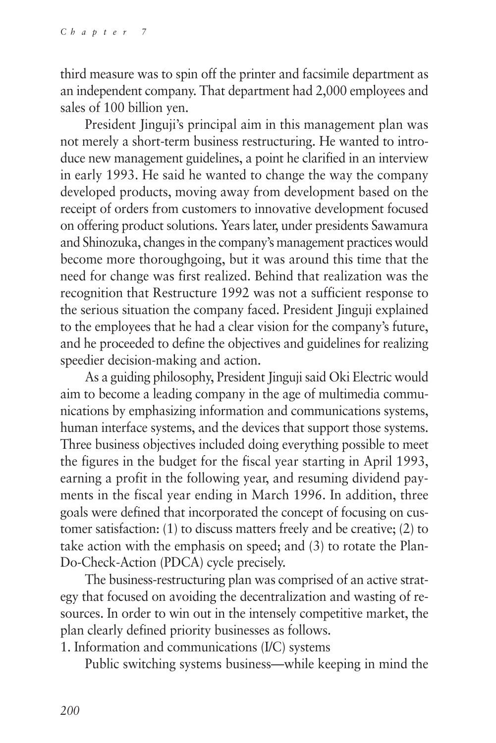third measure was to spin off the printer and facsimile department as an independent company. That department had 2,000 employees and sales of 100 billion yen.

President Jinguji's principal aim in this management plan was not merely a short-term business restructuring. He wanted to introduce new management guidelines, a point he clarified in an interview in early 1993. He said he wanted to change the way the company developed products, moving away from development based on the receipt of orders from customers to innovative development focused on offering product solutions. Years later, under presidents Sawamura and Shinozuka, changes in the company's management practices would become more thoroughgoing, but it was around this time that the need for change was first realized. Behind that realization was the recognition that Restructure 1992 was not a sufficient response to the serious situation the company faced. President Jinguji explained to the employees that he had a clear vision for the company's future, and he proceeded to define the objectives and guidelines for realizing speedier decision-making and action.

As a guiding philosophy, President Jinguji said Oki Electric would aim to become a leading company in the age of multimedia communications by emphasizing information and communications systems, human interface systems, and the devices that support those systems. Three business objectives included doing everything possible to meet the figures in the budget for the fiscal year starting in April 1993, earning a profit in the following year, and resuming dividend payments in the fiscal year ending in March 1996. In addition, three goals were defined that incorporated the concept of focusing on customer satisfaction: (1) to discuss matters freely and be creative; (2) to take action with the emphasis on speed; and (3) to rotate the Plan-Do-Check-Action (PDCA) cycle precisely.

The business-restructuring plan was comprised of an active strategy that focused on avoiding the decentralization and wasting of resources. In order to win out in the intensely competitive market, the plan clearly defined priority businesses as follows.

1. Information and communications (I/C) systems

Public switching systems business—while keeping in mind the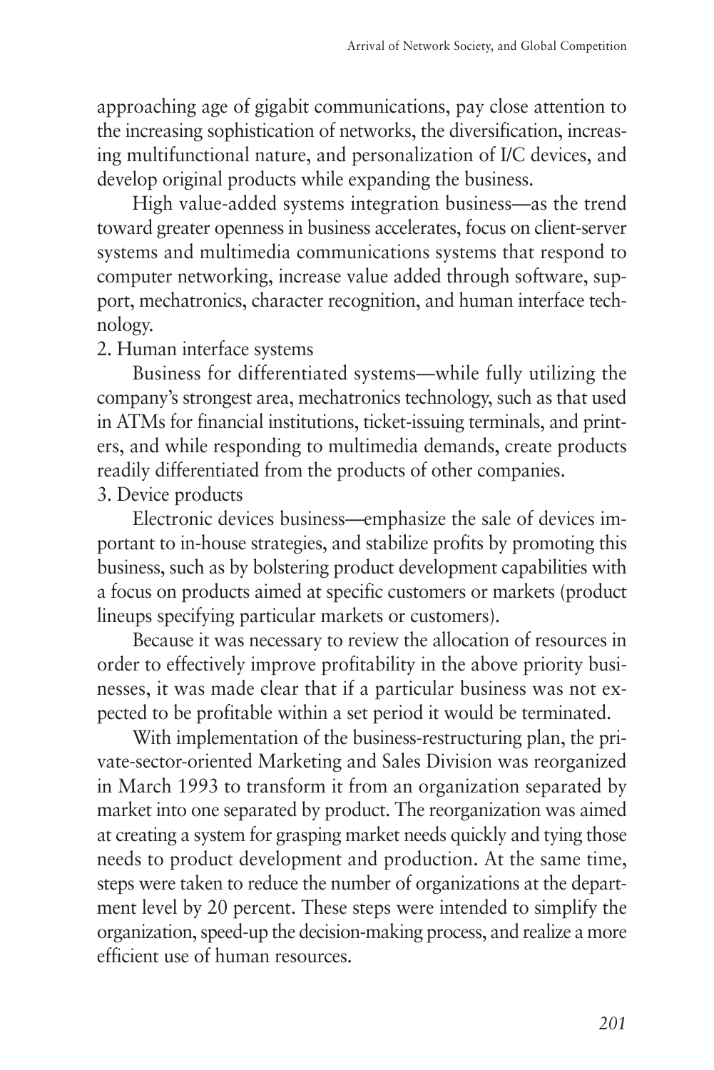approaching age of gigabit communications, pay close attention to the increasing sophistication of networks, the diversification, increasing multifunctional nature, and personalization of I/C devices, and develop original products while expanding the business.

High value-added systems integration business—as the trend toward greater openness in business accelerates, focus on client-server systems and multimedia communications systems that respond to computer networking, increase value added through software, support, mechatronics, character recognition, and human interface technology.

2. Human interface systems

Business for differentiated systems—while fully utilizing the company's strongest area, mechatronics technology, such as that used in ATMs for financial institutions, ticket-issuing terminals, and printers, and while responding to multimedia demands, create products readily differentiated from the products of other companies.

3. Device products

Electronic devices business—emphasize the sale of devices important to in-house strategies, and stabilize profits by promoting this business, such as by bolstering product development capabilities with a focus on products aimed at specific customers or markets (product lineups specifying particular markets or customers).

Because it was necessary to review the allocation of resources in order to effectively improve profitability in the above priority businesses, it was made clear that if a particular business was not expected to be profitable within a set period it would be terminated.

With implementation of the business-restructuring plan, the private-sector-oriented Marketing and Sales Division was reorganized in March 1993 to transform it from an organization separated by market into one separated by product. The reorganization was aimed at creating a system for grasping market needs quickly and tying those needs to product development and production. At the same time, steps were taken to reduce the number of organizations at the department level by 20 percent. These steps were intended to simplify the organization, speed-up the decision-making process, and realize a more efficient use of human resources.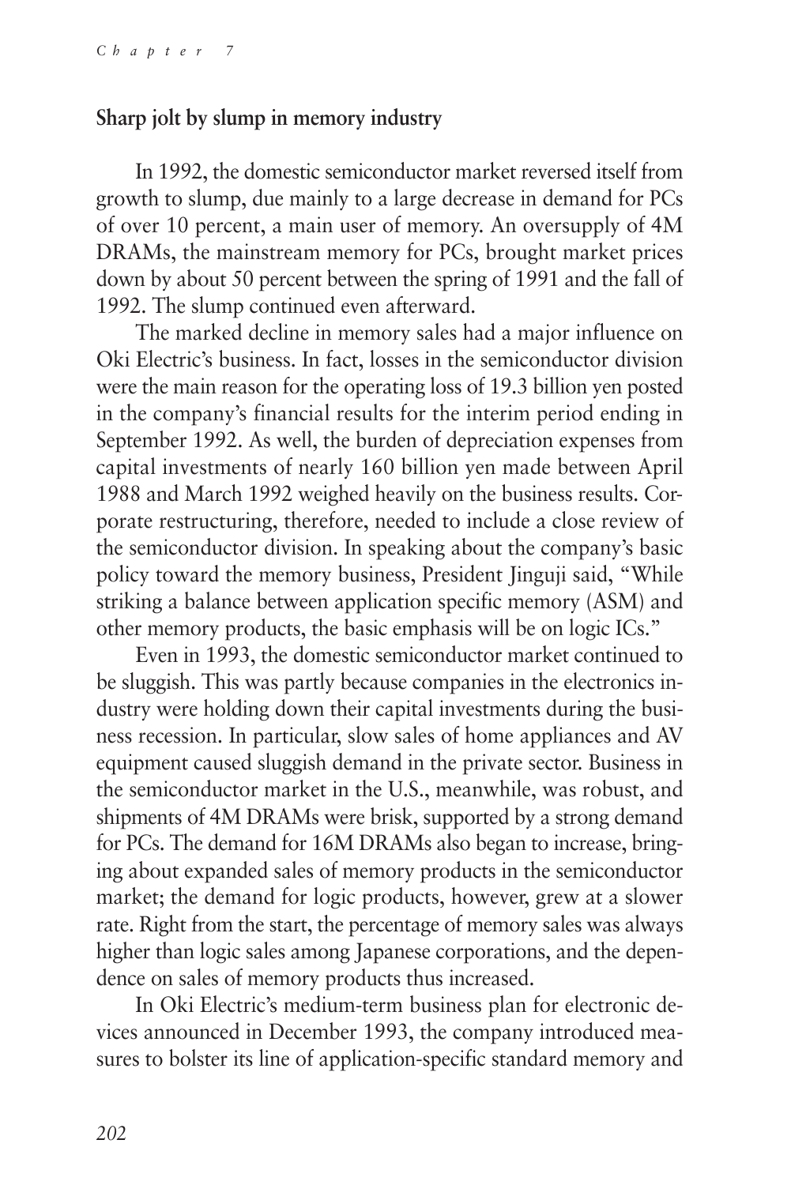### Sharp jolt by slump in memory industry

In 1992, the domestic semiconductor market reversed itself from growth to slump, due mainly to a large decrease in demand for PCs of over 10 percent, a main user of memory. An oversupply of 4M DRAMs, the mainstream memory for PCs, brought market prices down by about 50 percent between the spring of 1991 and the fall of 1992. The slump continued even afterward.

The marked decline in memory sales had a major influence on Oki Electric's business. In fact, losses in the semiconductor division were the main reason for the operating loss of 19.3 billion yen posted in the company's financial results for the interim period ending in September 1992. As well, the burden of depreciation expenses from capital investments of nearly 160 billion yen made between April 1988 and March 1992 weighed heavily on the business results. Corporate restructuring, therefore, needed to include a close review of the semiconductor division. In speaking about the company's basic policy toward the memory business, President Jinguji said, "While striking a balance between application specific memory (ASM) and other memory products, the basic emphasis will be on logic ICs."

Even in 1993, the domestic semiconductor market continued to be sluggish. This was partly because companies in the electronics industry were holding down their capital investments during the business recession. In particular, slow sales of home appliances and AV equipment caused sluggish demand in the private sector. Business in the semiconductor market in the U.S., meanwhile, was robust, and shipments of 4M DRAMs were brisk, supported by a strong demand for PCs. The demand for 16M DRAMs also began to increase, bringing about expanded sales of memory products in the semiconductor market; the demand for logic products, however, grew at a slower rate. Right from the start, the percentage of memory sales was always higher than logic sales among Japanese corporations, and the dependence on sales of memory products thus increased.

In Oki Electric's medium-term business plan for electronic devices announced in December 1993, the company introduced measures to bolster its line of application-specific standard memory and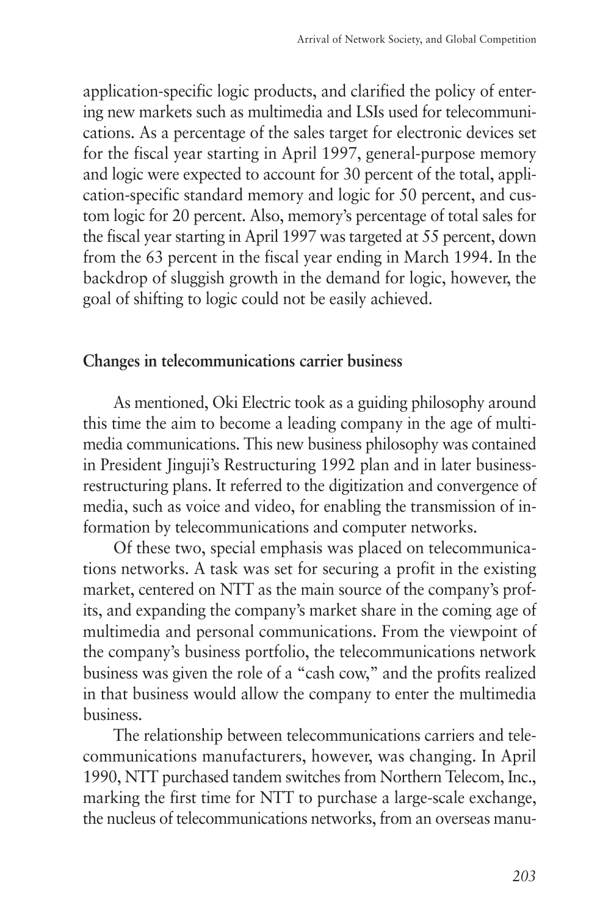application-specific logic products, and clarified the policy of entering new markets such as multimedia and LSIs used for telecommunications. As a percentage of the sales target for electronic devices set for the fiscal year starting in April 1997, general-purpose memory and logic were expected to account for 30 percent of the total, application-specific standard memory and logic for 50 percent, and custom logic for 20 percent. Also, memory's percentage of total sales for the fiscal year starting in April 1997 was targeted at 55 percent, down from the 63 percent in the fiscal year ending in March 1994. In the backdrop of sluggish growth in the demand for logic, however, the goal of shifting to logic could not be easily achieved.

### Changes in telecommunications carrier business

As mentioned, Oki Electric took as a guiding philosophy around this time the aim to become a leading company in the age of multimedia communications. This new business philosophy was contained in President Jinguji's Restructuring 1992 plan and in later business-restructuring plans. It referred to the digitization and convergence of media, such as voice and video, for enabling the transmission of information by telecommunications and computer networks.

Of these two, special emphasis was placed on telecommunications networks. A task was set for securing a profit in the existing market, centered on NTT as the main source of the company's profits, and expanding the company's market share in the coming age of multimedia and personal communications. From the viewpoint of the company's business portfolio, the telecommunications network business was given the role of a "cash cow," and the profits realized in that business would allow the company to enter the multimedia business.

The relationship between telecommunications carriers and telecommunications manufacturers, however, was changing. In April 1990, NTT purchased tandem switches from Northern Telecom, Inc., marking the first time for NTT to purchase a large-scale exchange, the nucleus of telecommunications networks, from an overseas manu-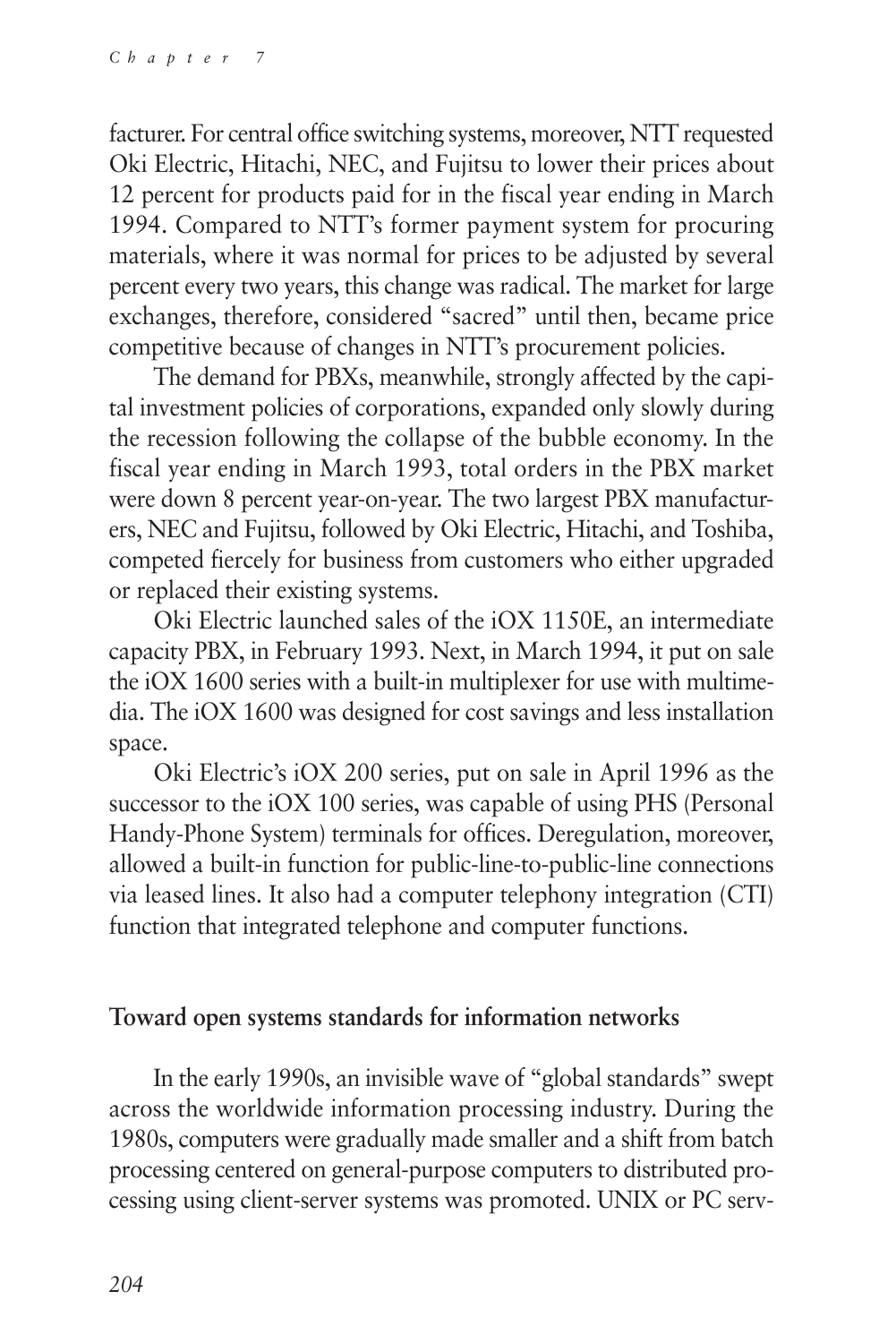facturer. For central office switching systems, moreover, NTT requested Oki Electric, Hitachi, NEC, and Fujitsu to lower their prices about 12 percent for products paid for in the fiscal year ending in March 1994. Compared to NTT's former payment system for procuring materials, where it was normal for prices to be adjusted by several percent every two years, this change was radical. The market for large exchanges, therefore, considered "sacred" until then, became price competitive because of changes in NTT's procurement policies.

The demand for PBXs, meanwhile, strongly affected by the capital investment policies of corporations, expanded only slowly during the recession following the collapse of the bubble economy. In the fiscal year ending in March 1993, total orders in the PBX market were down 8 percent year-on-year. The two largest PBX manufacturers, NEC and Fujitsu, followed by Oki Electric, Hitachi, and Toshiba, competed fiercely for business from customers who either upgraded or replaced their existing systems.

Oki Electric launched sales of the iOX 1150E, an intermediate capacity PBX, in February 1993. Next, in March 1994, it put on sale the iOX 1600 series with a built-in multiplexer for use with multimedia. The iOX 1600 was designed for cost savings and less installation space.

Oki Electric's iOX 200 series, put on sale in April 1996 as the successor to the iOX 100 series, was capable of using PHS (Personal Handy-Phone System) terminals for offices. Deregulation, moreover, allowed a built-in function for public-line-to-public-line connections via leased lines. It also had a computer telephony integration (CTI) function that integrated telephone and computer functions.

## Toward open systems standards for information networks

In the early 1990s, an invisible wave of "global standards" swept across the worldwide information processing industry. During the 1980s, computers were gradually made smaller and a shift from batch processing centered on general-purpose computers to distributed processing using client-server systems was promoted. UNIX or PC serv-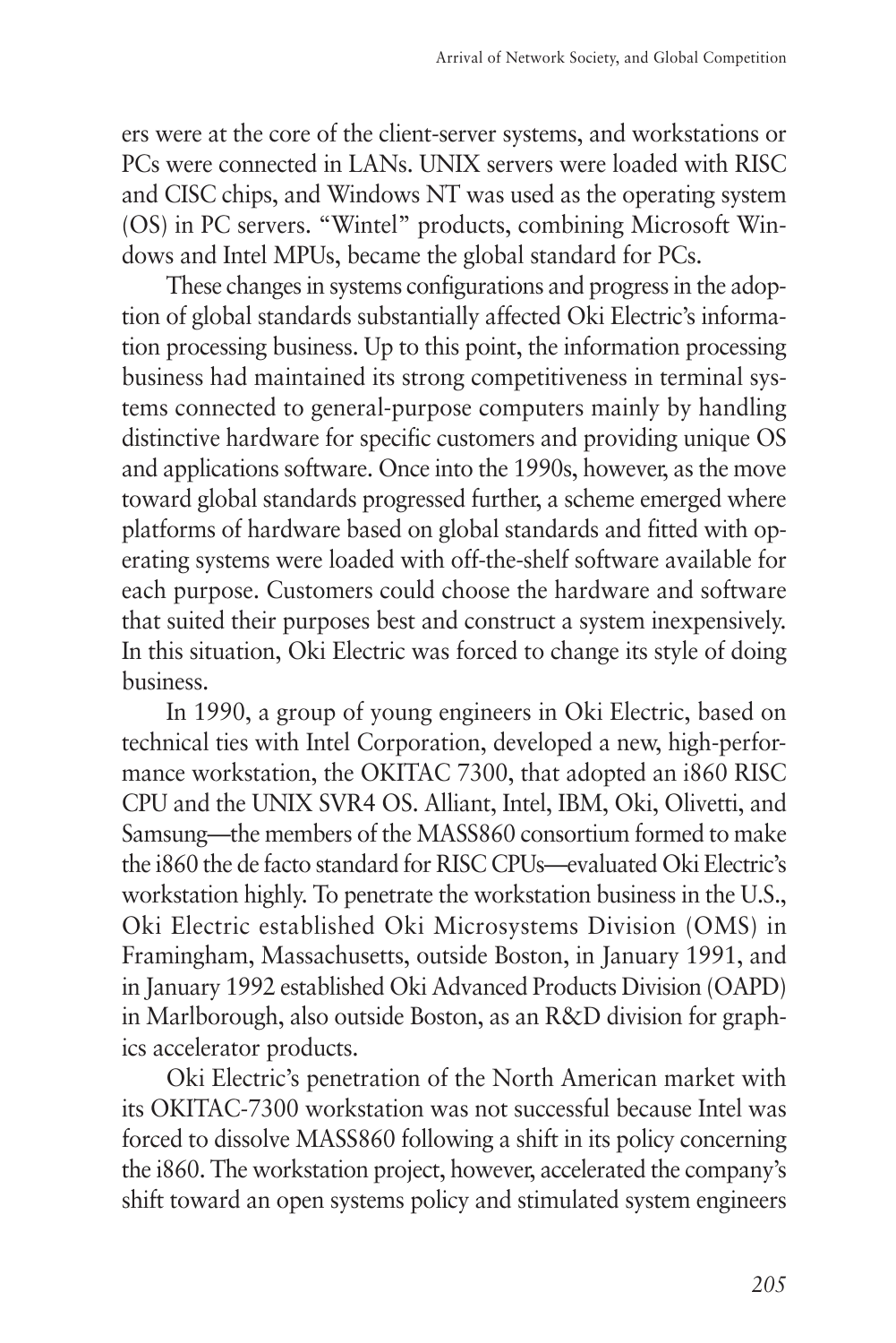ers were at the core of the client-server systems, and workstations or PCs were connected in LANs. UNIX servers were loaded with RISC and CISC chips, and Windows NT was used as the operating system (OS) in PC servers. "Wintel" products, combining Microsoft Windows and Intel MPUs, became the global standard for PCs.

These changes in systems configurations and progress in the adoption of global standards substantially affected Oki Electric's information processing business. Up to this point, the information processing business had maintained its strong competitiveness in terminal systems connected to general-purpose computers mainly by handling distinctive hardware for specific customers and providing unique OS and applications software. Once into the 1990s, however, as the move toward global standards progressed further, a scheme emerged where platforms of hardware based on global standards and fitted with operating systems were loaded with off-the-shelf software available for each purpose. Customers could choose the hardware and software that suited their purposes best and construct a system inexpensively. In this situation, Oki Electric was forced to change its style of doing business.

In 1990, a group of young engineers in Oki Electric, based on technical ties with Intel Corporation, developed a new, high-performance workstation, the OKITAC 7300, that adopted an i860 RISC CPU and the UNIX SVR4 OS. Alliant, Intel, IBM, Oki, Olivetti, and Samsung—the members of the MASS860 consortium formed to make the i860 the de facto standard for RISC CPUs—evaluated Oki Electric's workstation highly. To penetrate the workstation business in the U.S., Oki Electric established Oki Microsystems Division (OMS) in Framingham, Massachusetts, outside Boston, in January 1991, and in January 1992 established Oki Advanced Products Division (OAPD) in Marlborough, also outside Boston, as an R&D division for graphics accelerator products.

Oki Electric's penetration of the North American market with its OKITAC-7300 workstation was not successful because Intel was forced to dissolve MASS860 following a shift in its policy concerning the i860. The workstation project, however, accelerated the company's shift toward an open systems policy and stimulated system engineers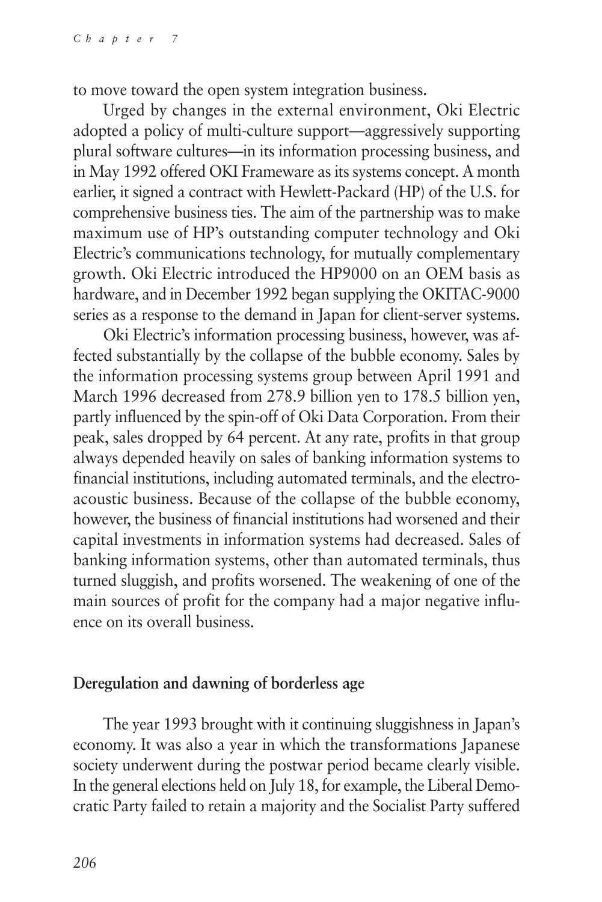to move toward the open system integration business.

Urged by changes in the external environment, Oki Electric adopted a policy of multi-culture support—aggressively supporting plural software cultures—in its information processing business, and in May 1992 offered OKI Frameware as its systems concept. A month earlier, it signed a contract with Hewlett-Packard (HP) of the U.S. for comprehensive business ties. The aim of the partnership was to make maximum use of HP's outstanding computer technology and Oki Electric's communications technology, for mutually complementary growth. Oki Electric introduced the HP9000 on an OEM basis as hardware, and in December 1992 began supplying the OKITAC-9000 series as a response to the demand in Japan for client-server systems.

Oki Electric's information processing business, however, was affected substantially by the collapse of the bubble economy. Sales by the information processing systems group between April 1991 and March 1996 decreased from 278.9 billion yen to 178.5 billion yen, partly influenced by the spin-off of Oki Data Corporation. From their peak, sales dropped by 64 percent. At any rate, profits in that group always depended heavily on sales of banking information systems to financial institutions, including automated terminals, and the electroacoustic business. Because of the collapse of the bubble economy, however, the business of financial institutions had worsened and their capital investments in information systems had decreased. Sales of banking information systems, other than automated terminals, thus turned sluggish, and profits worsened. The weakening of one of the main sources of profit for the company had a major negative influence on its overall business.

### Deregulation and dawning of borderless age

The year 1993 brought with it continuing sluggishness in Japan's economy. It was also a year in which the transformations Japanese society underwent during the postwar period became clearly visible. In the general elections held on July 18, for example, the Liberal Democratic Party failed to retain a majority and the Socialist Party suffered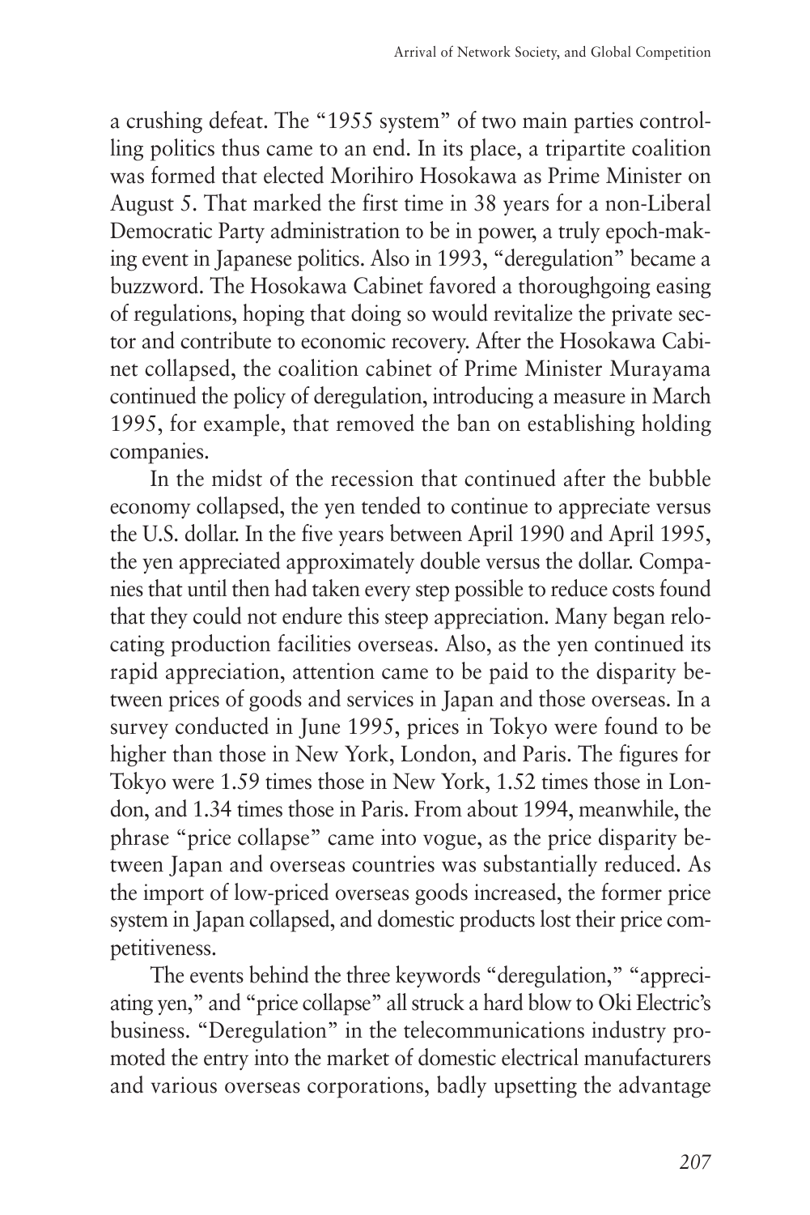a crushing defeat. The "1955 system" of two main parties controlling politics thus came to an end. In its place, a tripartite coalition was formed that elected Morihiro Hosokawa as Prime Minister on August 5. That marked the first time in 38 years for a non-Liberal Democratic Party administration to be in power, a truly epoch-making event in Japanese politics. Also in 1993, "deregulation" became a buzzword. The Hosokawa Cabinet favored a thoroughgoing easing of regulations, hoping that doing so would revitalize the private sector and contribute to economic recovery. After the Hosokawa Cabinet collapsed, the coalition cabinet of Prime Minister Murayama continued the policy of deregulation, introducing a measure in March 1995, for example, that removed the ban on establishing holding companies.

In the midst of the recession that continued after the bubble economy collapsed, the yen tended to continue to appreciate versus the U.S. dollar. In the five years between April 1990 and April 1995, the yen appreciated approximately double versus the dollar. Companies that until then had taken every step possible to reduce costs found that they could not endure this steep appreciation. Many began relocating production facilities overseas. Also, as the yen continued its rapid appreciation, attention came to be paid to the disparity between prices of goods and services in Japan and those overseas. In a survey conducted in June 1995, prices in Tokyo were found to be higher than those in New York, London, and Paris. The figures for Tokyo were 1.59 times those in New York, 1.52 times those in London, and 1.34 times those in Paris. From about 1994, meanwhile, the phrase "price collapse" came into vogue, as the price disparity between Japan and overseas countries was substantially reduced. As the import of low-priced overseas goods increased, the former price system in Japan collapsed, and domestic products lost their price competitiveness.

The events behind the three keywords "deregulation," "appreciating yen," and "price collapse" all struck a hard blow to Oki Electric's business. "Deregulation" in the telecommunications industry promoted the entry into the market of domestic electrical manufacturers and various overseas corporations, badly upsetting the advantage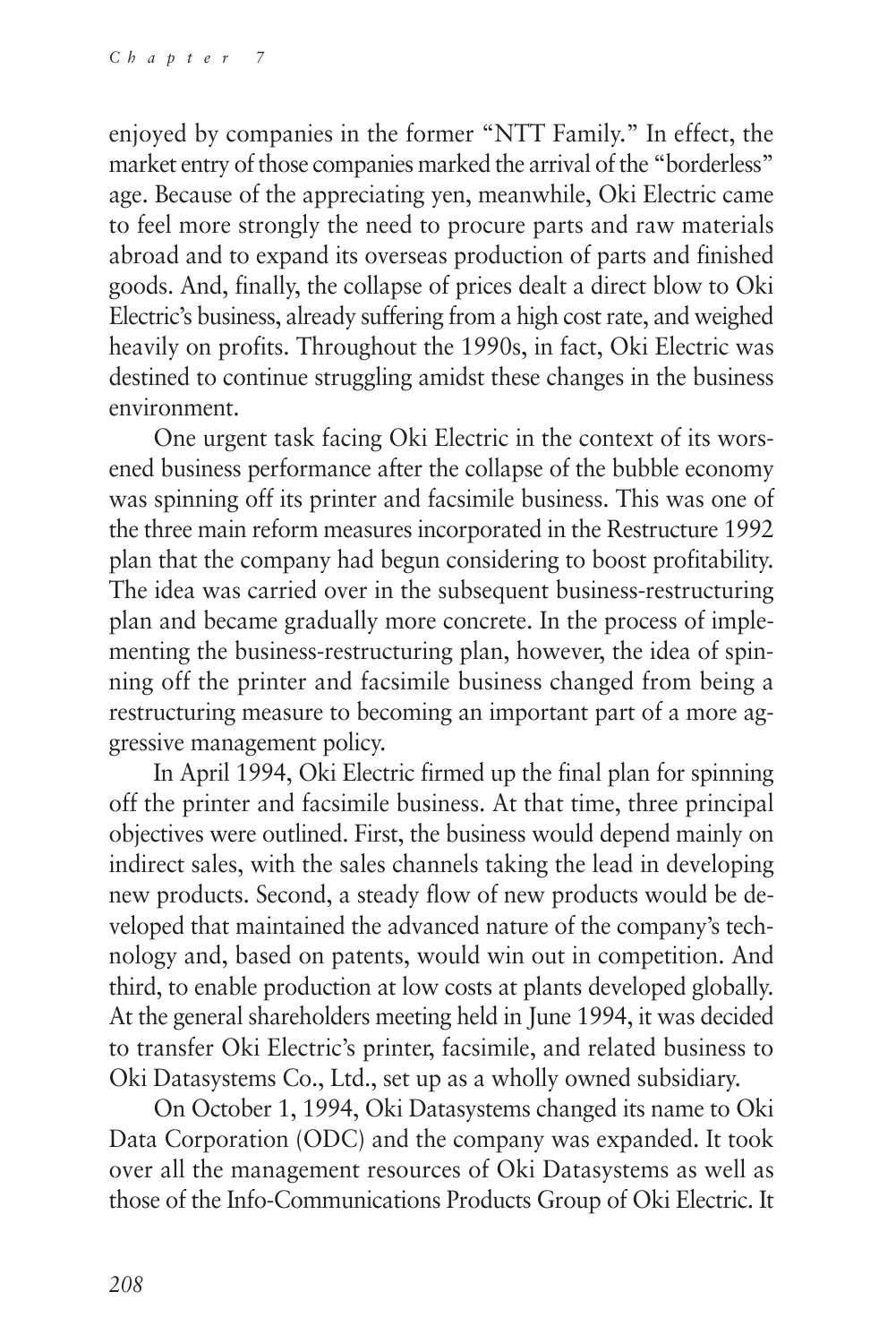enjoyed by companies in the former "NTT Family." In effect, the market entry of those companies marked the arrival of the "borderless" age. Because of the appreciating yen, meanwhile, Oki Electric came to feel more strongly the need to procure parts and raw materials abroad and to expand its overseas production of parts and finished goods. And, finally, the collapse of prices dealt a direct blow to Oki Electric's business, already suffering from a high cost rate, and weighed heavily on profits. Throughout the 1990s, in fact, Oki Electric was destined to continue struggling amidst these changes in the business environment.

One urgent task facing Oki Electric in the context of its worsened business performance after the collapse of the bubble economy was spinning off its printer and facsimile business. This was one of the three main reform measures incorporated in the Restructure 1992 plan that the company had begun considering to boost profitability. The idea was carried over in the subsequent business-restructuring plan and became gradually more concrete. In the process of implementing the business-restructuring plan, however, the idea of spinning off the printer and facsimile business changed from being a restructuring measure to becoming an important part of a more aggressive management policy.

In April 1994, Oki Electric firmed up the final plan for spinning off the printer and facsimile business. At that time, three principal objectives were outlined. First, the business would depend mainly on indirect sales, with the sales channels taking the lead in developing new products. Second, a steady flow of new products would be developed that maintained the advanced nature of the company's technology and, based on patents, would win out in competition. And third, to enable production at low costs at plants developed globally. At the general shareholders meeting held in June 1994, it was decided to transfer Oki Electric's printer, facsimile, and related business to Oki Datasystems Co., Ltd., set up as a wholly owned subsidiary.

On October 1, 1994, Oki Datasystems changed its name to Oki Data Corporation (ODC) and the company was expanded. It took over all the management resources of Oki Datasystems as well as those of the Info-Communications Products Group of Oki Electric. It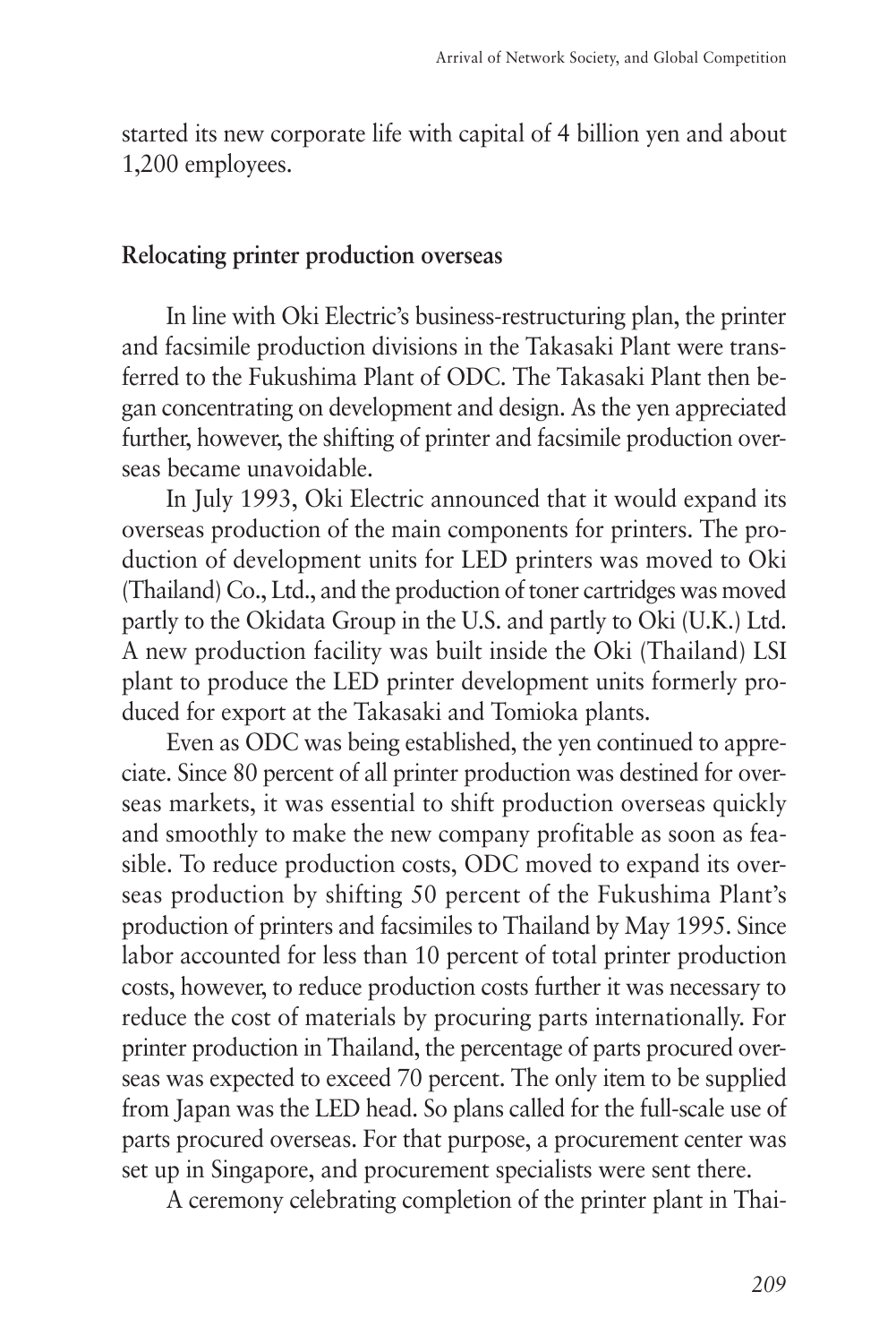started its new corporate life with capital of 4 billion yen and about 1,200 employees.

### Relocating printer production overseas

In line with Oki Electric's business-restructuring plan, the printer and facsimile production divisions in the Takasaki Plant were transferred to the Fukushima Plant of ODC. The Takasaki Plant then began concentrating on development and design. As the yen appreciated further, however, the shifting of printer and facsimile production overseas became unavoidable.

In July 1993, Oki Electric announced that it would expand its overseas production of the main components for printers. The production of development units for LED printers was moved to Oki (Thailand) Co., Ltd., and the production of toner cartridges was moved partly to the Okidata Group in the U.S. and partly to Oki (U.K.) Ltd. A new production facility was built inside the Oki (Thailand) LSI plant to produce the LED printer development units formerly produced for export at the Takasaki and Tomioka plants.

Even as ODC was being established, the yen continued to appreciate. Since 80 percent of all printer production was destined for overseas markets, it was essential to shift production overseas quickly and smoothly to make the new company profitable as soon as feasible. To reduce production costs, ODC moved to expand its overseas production by shifting 50 percent of the Fukushima Plant's production of printers and facsimiles to Thailand by May 1995. Since labor accounted for less than 10 percent of total printer production costs, however, to reduce production costs further it was necessary to reduce the cost of materials by procuring parts internationally. For printer production in Thailand, the percentage of parts procured overseas was expected to exceed 70 percent. The only item to be supplied from Japan was the LED head. So plans called for the full-scale use of parts procured overseas. For that purpose, a procurement center was set up in Singapore, and procurement specialists were sent there.

A ceremony celebrating completion of the printer plant in Thai-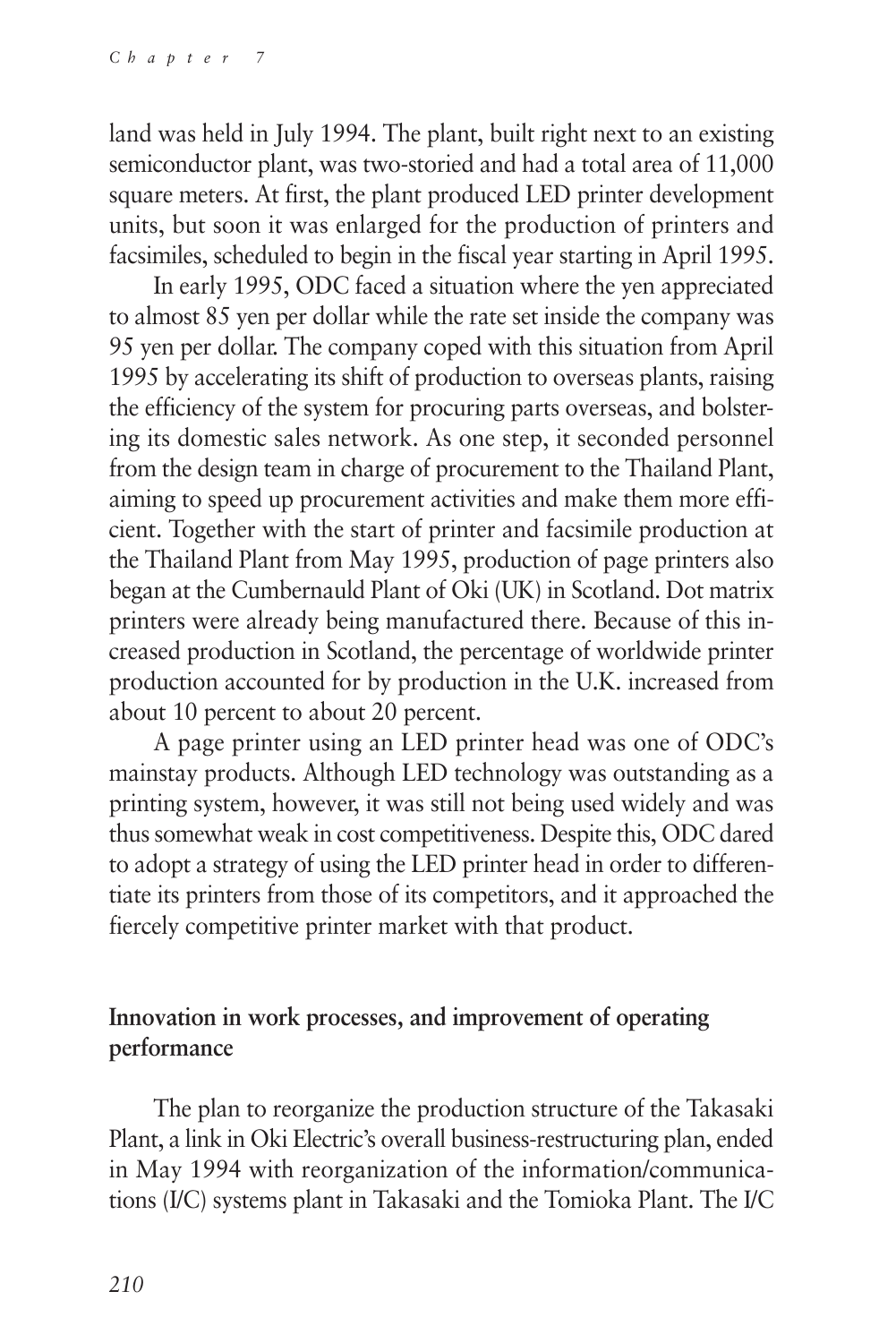land was held in July 1994. The plant, built right next to an existing semiconductor plant, was two-storied and had a total area of 11,000 square meters. At first, the plant produced LED printer development units, but soon it was enlarged for the production of printers and facsimiles, scheduled to begin in the fiscal year starting in April 1995.

In early 1995, ODC faced a situation where the yen appreciated to almost 85 yen per dollar while the rate set inside the company was 95 yen per dollar. The company coped with this situation from April 1995 by accelerating its shift of production to overseas plants, raising the efficiency of the system for procuring parts overseas, and bolstering its domestic sales network. As one step, it seconded personnel from the design team in charge of procurement to the Thailand Plant, aiming to speed up procurement activities and make them more efficient. Together with the start of printer and facsimile production at the Thailand Plant from May 1995, production of page printers also began at the Cumbernauld Plant of Oki (UK) in Scotland. Dot matrix printers were already being manufactured there. Because of this increased production in Scotland, the percentage of worldwide printer production accounted for by production in the U.K. increased from about 10 percent to about 20 percent.

A page printer using an LED printer head was one of ODC's mainstay products. Although LED technology was outstanding as a printing system, however, it was still not being used widely and was thus somewhat weak in cost competitiveness. Despite this, ODC dared to adopt a strategy of using the LED printer head in order to differentiate its printers from those of its competitors, and it approached the fiercely competitive printer market with that product.

## Innovation in work processes, and improvement of operating performance

The plan to reorganize the production structure of the Takasaki Plant, a link in Oki Electric's overall business-restructuring plan, ended in May 1994 with reorganization of the information/communications (I/C) systems plant in Takasaki and the Tomioka Plant. The I/C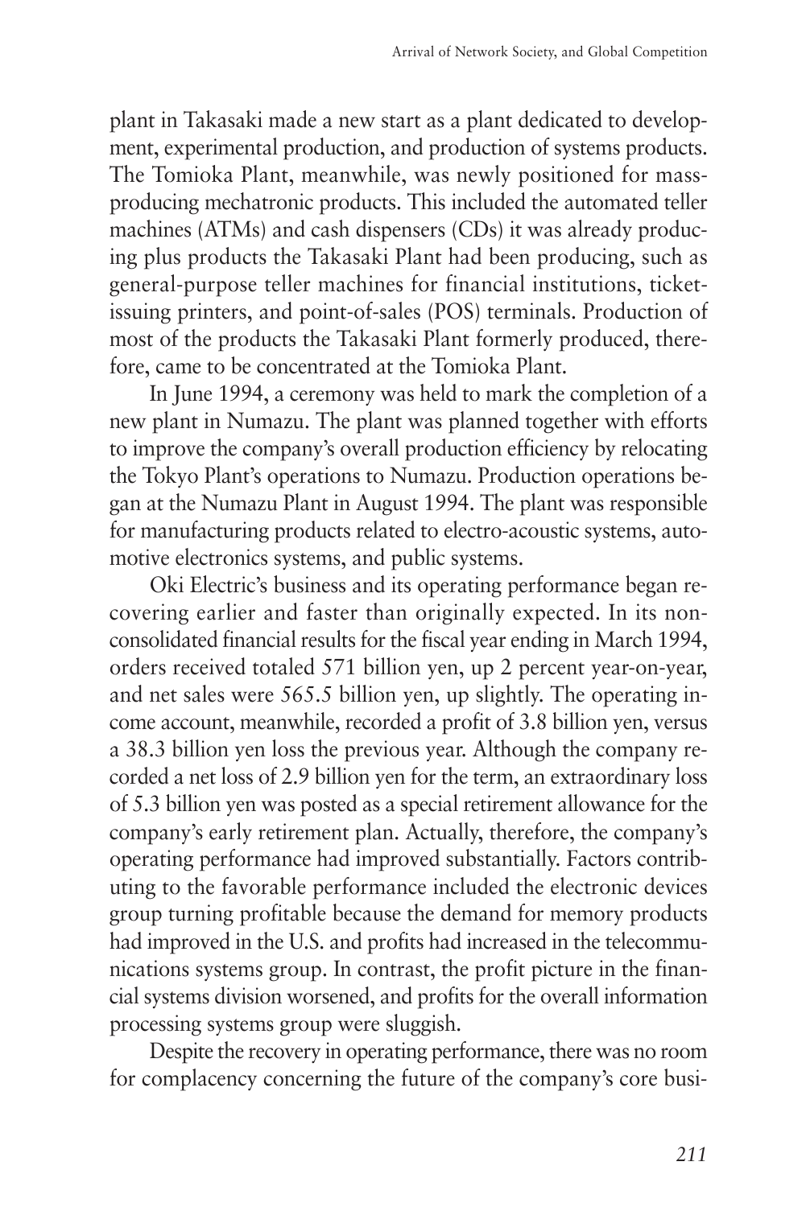plant in Takasaki made a new start as a plant dedicated to development, experimental production, and production of systems products. The Tomioka Plant, meanwhile, was newly positioned for mass-producing mechatronic products. This included the automated teller machines (ATMs) and cash dispensers (CDs) it was already producing plus products the Takasaki Plant had been producing, such as general-purpose teller machines for financial institutions, ticket-issuing printers, and point-of-sales (POS) terminals. Production of most of the products the Takasaki Plant formerly produced, therefore, came to be concentrated at the Tomioka Plant.

In June 1994, a ceremony was held to mark the completion of a new plant in Numazu. The plant was planned together with efforts to improve the company's overall production efficiency by relocating the Tokyo Plant's operations to Numazu. Production operations began at the Numazu Plant in August 1994. The plant was responsible for manufacturing products related to electro-acoustic systems, automotive electronics systems, and public systems.

Oki Electric's business and its operating performance began recovering earlier and faster than originally expected. In its non-consolidated financial results for the fiscal year ending in March 1994, orders received totaled 571 billion yen, up 2 percent year-on-year, and net sales were 565.5 billion yen, up slightly. The operating income account, meanwhile, recorded a profit of 3.8 billion yen, versus a 38.3 billion yen loss the previous year. Although the company recorded a net loss of 2.9 billion yen for the term, an extraordinary loss of 5.3 billion yen was posted as a special retirement allowance for the company's early retirement plan. Actually, therefore, the company's operating performance had improved substantially. Factors contributing to the favorable performance included the electronic devices group turning profitable because the demand for memory products had improved in the U.S. and profits had increased in the telecommunications systems group. In contrast, the profit picture in the financial systems division worsened, and profits for the overall information processing systems group were sluggish.

Despite the recovery in operating performance, there was no room for complacency concerning the future of the company's core busi-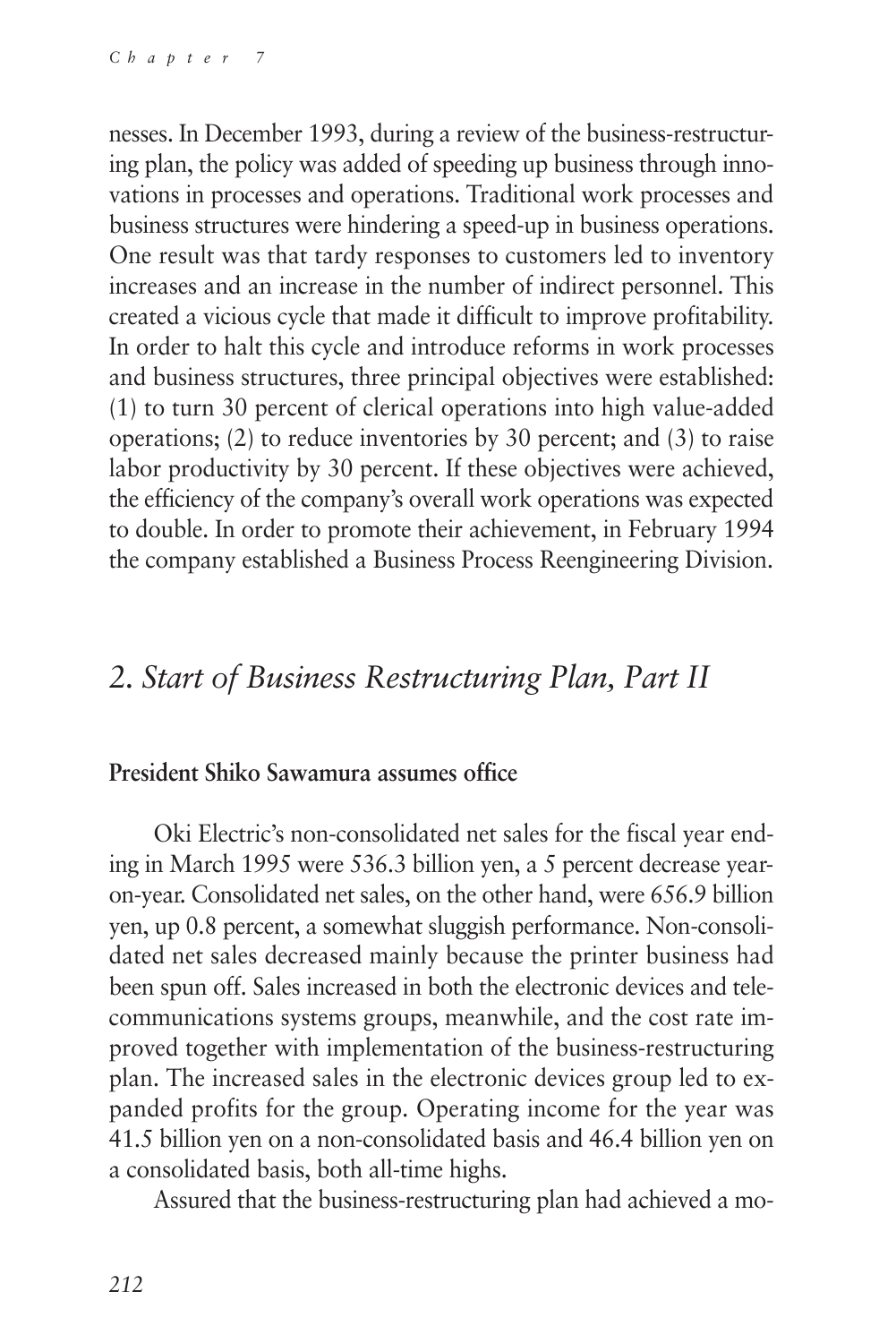nesses. In December 1993, during a review of the business-restructuring plan, the policy was added of speeding up business through innovations in processes and operations. Traditional work processes and business structures were hindering a speed-up in business operations. One result was that tardy responses to customers led to inventory increases and an increase in the number of indirect personnel. This created a vicious cycle that made it difficult to improve profitability. In order to halt this cycle and introduce reforms in work processes and business structures, three principal objectives were established: (1) to turn 30 percent of clerical operations into high value-added operations; (2) to reduce inventories by 30 percent; and (3) to raise labor productivity by 30 percent. If these objectives were achieved, the efficiency of the company's overall work operations was expected to double. In order to promote their achievement, in February 1994 the company established a Business Process Reengineering Division.

## *2. Start of Business Restructuring Plan, Part II*

### President Shiko Sawamura assumes office

Oki Electric's non-consolidated net sales for the fiscal year ending in March 1995 were 536.3 billion yen, a 5 percent decrease year-on-year. Consolidated net sales, on the other hand, were 656.9 billion yen, up 0.8 percent, a somewhat sluggish performance. Non-consolidated net sales decreased mainly because the printer business had been spun off. Sales increased in both the electronic devices and telecommunications systems groups, meanwhile, and the cost rate improved together with implementation of the business-restructuring plan. The increased sales in the electronic devices group led to expanded profits for the group. Operating income for the year was 41.5 billion yen on a non-consolidated basis and 46.4 billion yen on a consolidated basis, both all-time highs.

Assured that the business-restructuring plan had achieved a mo-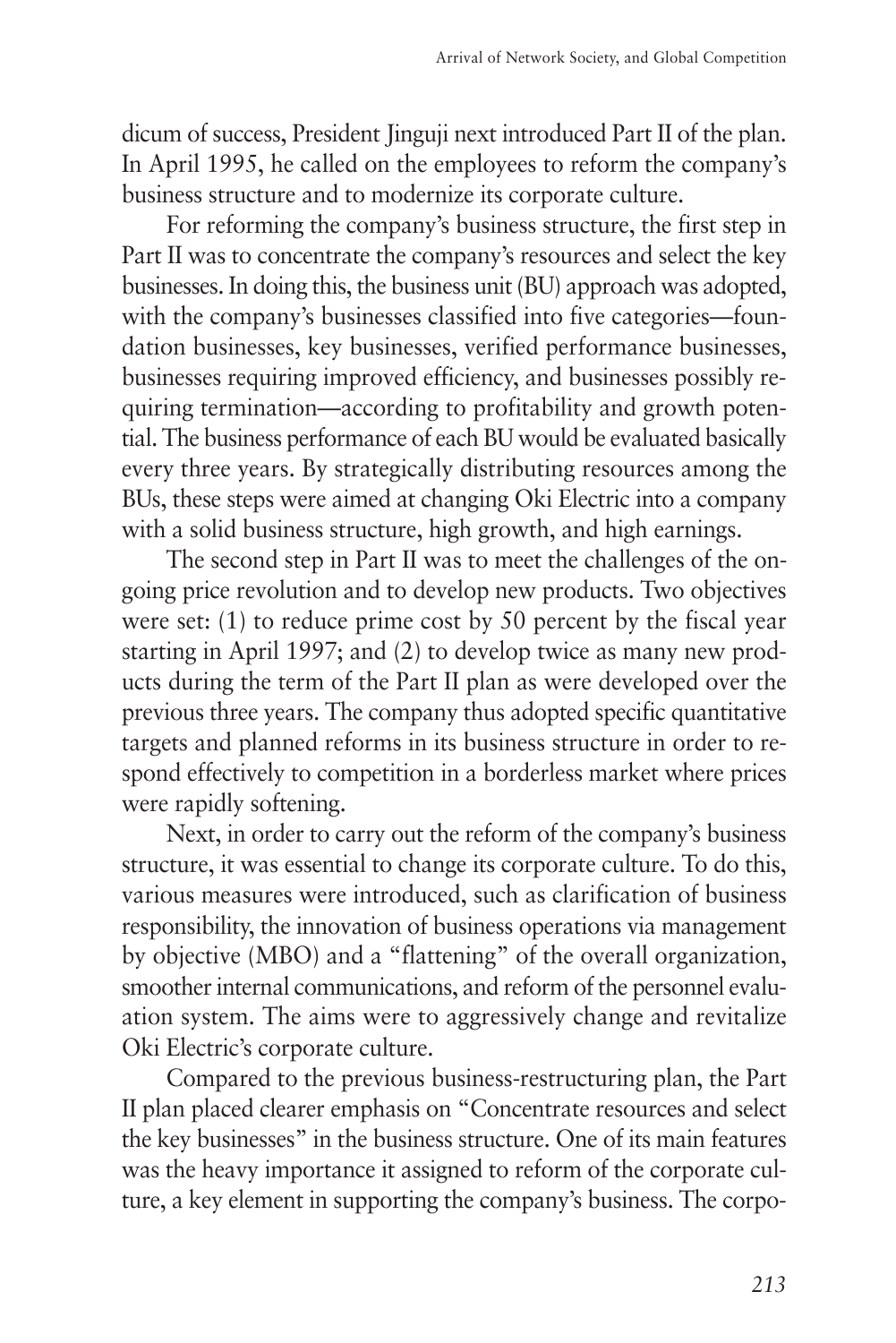dicum of success, President Jinguji next introduced Part II of the plan. In April 1995, he called on the employees to reform the company's business structure and to modernize its corporate culture.

For reforming the company's business structure, the first step in Part II was to concentrate the company's resources and select the key businesses. In doing this, the business unit (BU) approach was adopted, with the company's businesses classified into five categories—foundation businesses, key businesses, verified performance businesses, businesses requiring improved efficiency, and businesses possibly requiring termination—according to profitability and growth potential. The business performance of each BU would be evaluated basically every three years. By strategically distributing resources among the BUs, these steps were aimed at changing Oki Electric into a company with a solid business structure, high growth, and high earnings.

The second step in Part II was to meet the challenges of the ongoing price revolution and to develop new products. Two objectives were set: (1) to reduce prime cost by 50 percent by the fiscal year starting in April 1997; and (2) to develop twice as many new products during the term of the Part II plan as were developed over the previous three years. The company thus adopted specific quantitative targets and planned reforms in its business structure in order to respond effectively to competition in a borderless market where prices were rapidly softening.

Next, in order to carry out the reform of the company's business structure, it was essential to change its corporate culture. To do this, various measures were introduced, such as clarification of business responsibility, the innovation of business operations via management by objective (MBO) and a "flattening" of the overall organization, smoother internal communications, and reform of the personnel evaluation system. The aims were to aggressively change and revitalize Oki Electric's corporate culture.

Compared to the previous business-restructuring plan, the Part II plan placed clearer emphasis on "Concentrate resources and select the key businesses" in the business structure. One of its main features was the heavy importance it assigned to reform of the corporate culture, a key element in supporting the company's business. The corpo-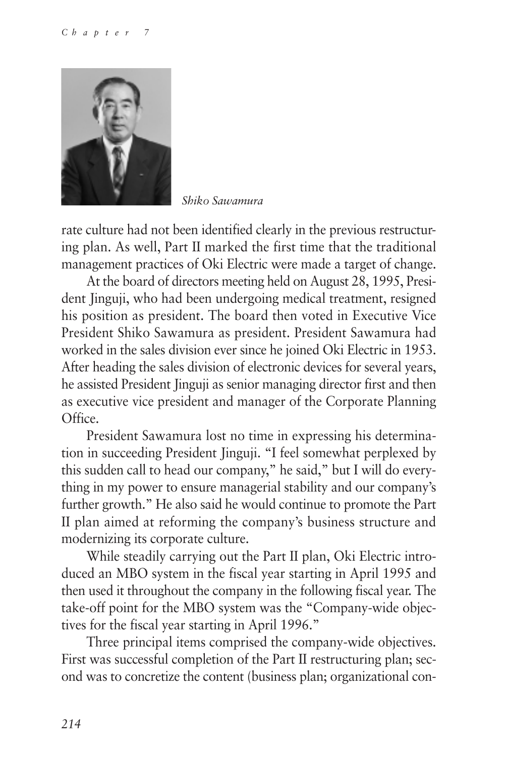*Shiko Sawamura*

rate culture had not been identified clearly in the previous restructuring plan. As well, Part II marked the first time that the traditional management practices of Oki Electric were made a target of change.

At the board of directors meeting held on August 28, 1995, President Jinguji, who had been undergoing medical treatment, resigned his position as president. The board then voted in Executive Vice President Shiko Sawamura as president. President Sawamura had worked in the sales division ever since he joined Oki Electric in 1953. After heading the sales division of electronic devices for several years, he assisted President Jinguji as senior managing director first and then as executive vice president and manager of the Corporate Planning Office.

President Sawamura lost no time in expressing his determination in succeeding President Jinguji. "I feel somewhat perplexed by this sudden call to head our company," he said," but I will do everything in my power to ensure managerial stability and our company's further growth." He also said he would continue to promote the Part II plan aimed at reforming the company's business structure and modernizing its corporate culture.

While steadily carrying out the Part II plan, Oki Electric introduced an MBO system in the fiscal year starting in April 1995 and then used it throughout the company in the following fiscal year. The take-off point for the MBO system was the "Company-wide objectives for the fiscal year starting in April 1996."

Three principal items comprised the company-wide objectives. First was successful completion of the Part II restructuring plan; second was to concretize the content (business plan; organizational con-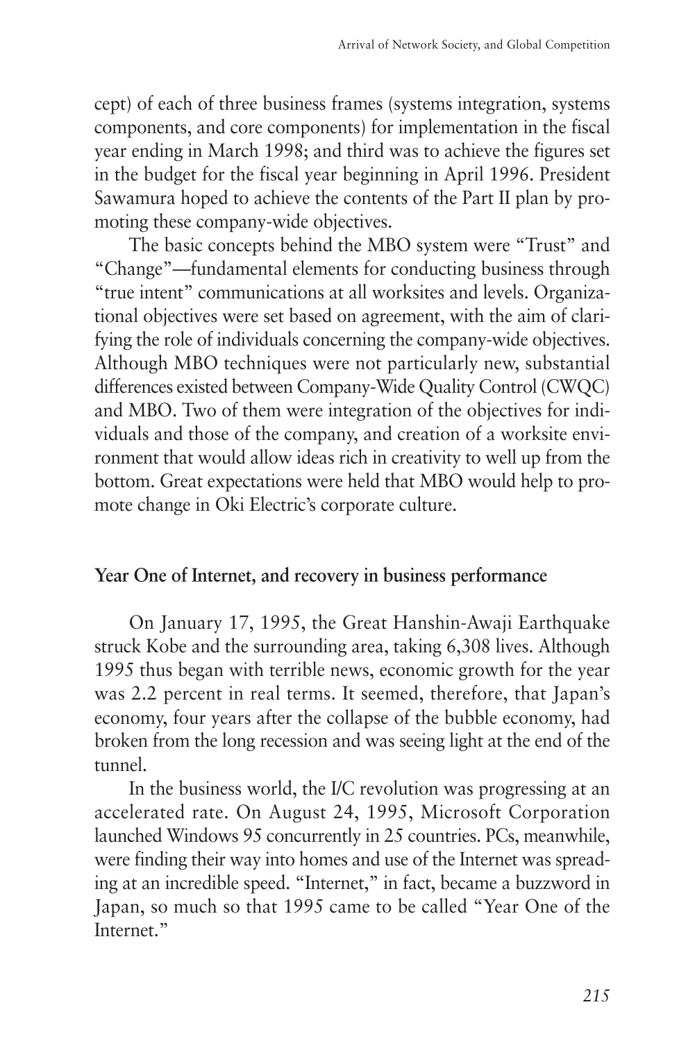cept) of each of three business frames (systems integration, systems components, and core components) for implementation in the fiscal year ending in March 1998; and third was to achieve the figures set in the budget for the fiscal year beginning in April 1996. President Sawamura hoped to achieve the contents of the Part II plan by promoting these company-wide objectives.

The basic concepts behind the MBO system were "Trust" and "Change"—fundamental elements for conducting business through "true intent" communications at all worksites and levels. Organizational objectives were set based on agreement, with the aim of clarifying the role of individuals concerning the company-wide objectives. Although MBO techniques were not particularly new, substantial differences existed between Company-Wide Quality Control (CWQC) and MBO. Two of them were integration of the objectives for individuals and those of the company, and creation of a worksite environment that would allow ideas rich in creativity to well up from the bottom. Great expectations were held that MBO would help to promote change in Oki Electric's corporate culture.

**Year One of Internet, and recovery in business performance**

On January 17, 1995, the Great Hanshin-Awaji Earthquake struck Kobe and the surrounding area, taking 6,308 lives. Although 1995 thus began with terrible news, economic growth for the year was 2.2 percent in real terms. It seemed, therefore, that Japan's economy, four years after the collapse of the bubble economy, had broken from the long recession and was seeing light at the end of the tunnel.

In the business world, the I/C revolution was progressing at an accelerated rate. On August 24, 1995, Microsoft Corporation launched Windows 95 concurrently in 25 countries. PCs, meanwhile, were finding their way into homes and use of the Internet was spreading at an incredible speed. "Internet," in fact, became a buzzword in Japan, so much so that 1995 came to be called "Year One of the Internet."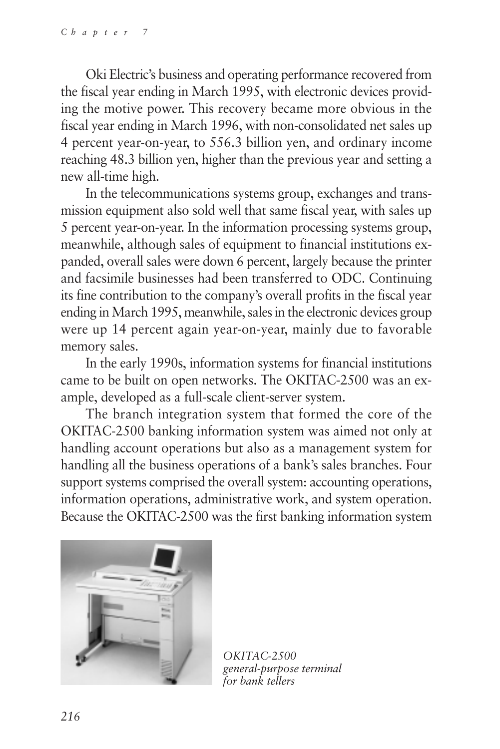Oki Electric's business and operating performance recovered from the fiscal year ending in March 1995, with electronic devices providing the motive power. This recovery became more obvious in the fiscal year ending in March 1996, with non-consolidated net sales up 4 percent year-on-year, to 556.3 billion yen, and ordinary income reaching 48.3 billion yen, higher than the previous year and setting a new all-time high.

In the telecommunications systems group, exchanges and transmission equipment also sold well that same fiscal year, with sales up 5 percent year-on-year. In the information processing systems group, meanwhile, although sales of equipment to financial institutions expanded, overall sales were down 6 percent, largely because the printer and facsimile businesses had been transferred to ODC. Continuing its fine contribution to the company's overall profits in the fiscal year ending in March 1995, meanwhile, sales in the electronic devices group were up 14 percent again year-on-year, mainly due to favorable memory sales.

In the early 1990s, information systems for financial institutions came to be built on open networks. The OKITAC-2500 was an example, developed as a full-scale client-server system.

The branch integration system that formed the core of the OKITAC-2500 banking information system was aimed not only at handling account operations but also as a management system for handling all the business operations of a bank's sales branches. Four support systems comprised the overall system: accounting operations, information operations, administrative work, and system operation. Because the OKITAC-2500 was the first banking information system

*OKITAC-2500 general-purpose terminal for bank tellers*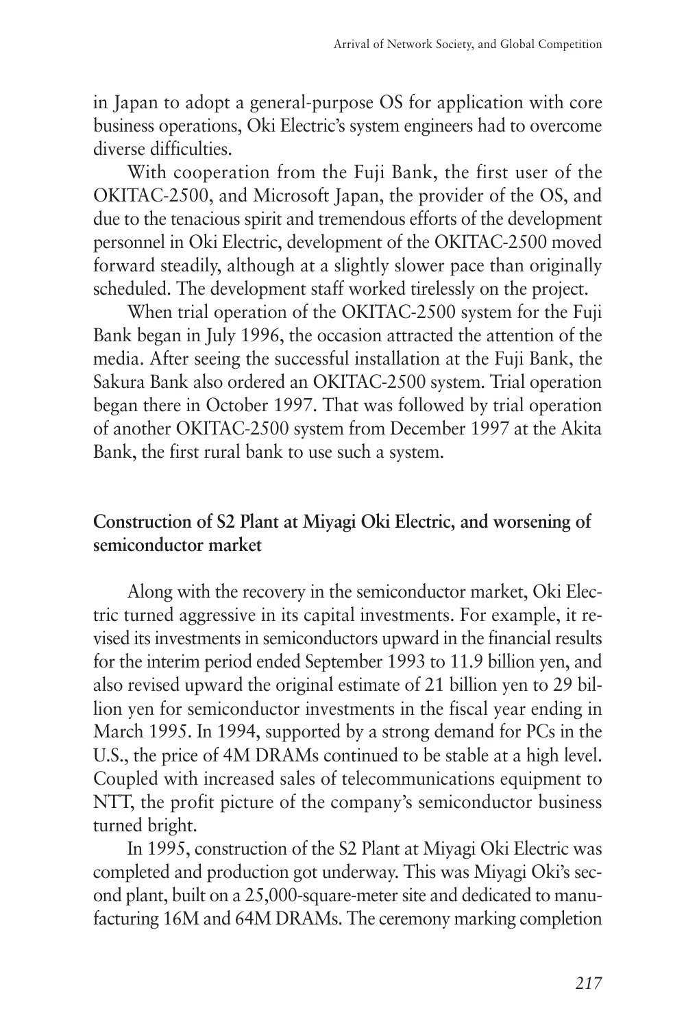in Japan to adopt a general-purpose OS for application with core business operations, Oki Electric's system engineers had to overcome diverse difficulties.

With cooperation from the Fuji Bank, the first user of the OKITAC-2500, and Microsoft Japan, the provider of the OS, and due to the tenacious spirit and tremendous efforts of the development personnel in Oki Electric, development of the OKITAC-2500 moved forward steadily, although at a slightly slower pace than originally scheduled. The development staff worked tirelessly on the project.

When trial operation of the OKITAC-2500 system for the Fuji Bank began in July 1996, the occasion attracted the attention of the media. After seeing the successful installation at the Fuji Bank, the Sakura Bank also ordered an OKITAC-2500 system. Trial operation began there in October 1997. That was followed by trial operation of another OKITAC-2500 system from December 1997 at the Akita Bank, the first rural bank to use such a system.

### Construction of S2 Plant at Miyagi Oki Electric, and worsening of semiconductor market

Along with the recovery in the semiconductor market, Oki Electric turned aggressive in its capital investments. For example, it revised its investments in semiconductors upward in the financial results for the interim period ended September 1993 to 11.9 billion yen, and also revised upward the original estimate of 21 billion yen to 29 billion yen for semiconductor investments in the fiscal year ending in March 1995. In 1994, supported by a strong demand for PCs in the U.S., the price of 4M DRAMs continued to be stable at a high level. Coupled with increased sales of telecommunications equipment to NTT, the profit picture of the company's semiconductor business turned bright.

In 1995, construction of the S2 Plant at Miyagi Oki Electric was completed and production got underway. This was Miyagi Oki's second plant, built on a 25,000-square-meter site and dedicated to manufacturing 16M and 64M DRAMs. The ceremony marking completion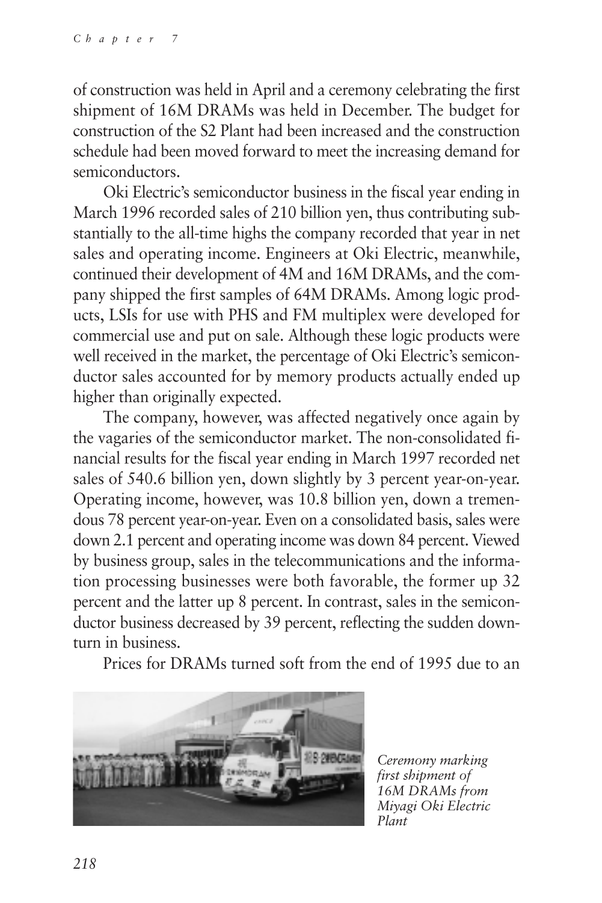of construction was held in April and a ceremony celebrating the first shipment of 16M DRAMs was held in December. The budget for construction of the S2 Plant had been increased and the construction schedule had been moved forward to meet the increasing demand for semiconductors.

Oki Electric's semiconductor business in the fiscal year ending in March 1996 recorded sales of 210 billion yen, thus contributing substantially to the all-time highs the company recorded that year in net sales and operating income. Engineers at Oki Electric, meanwhile, continued their development of 4M and 16M DRAMs, and the company shipped the first samples of 64M DRAMs. Among logic products, LSIs for use with PHS and FM multiplex were developed for commercial use and put on sale. Although these logic products were well received in the market, the percentage of Oki Electric's semiconductor sales accounted for by memory products actually ended up higher than originally expected.

The company, however, was affected negatively once again by the vagaries of the semiconductor market. The non-consolidated financial results for the fiscal year ending in March 1997 recorded net sales of 540.6 billion yen, down slightly by 3 percent year-on-year. Operating income, however, was 10.8 billion yen, down a tremendous 78 percent year-on-year. Even on a consolidated basis, sales were down 2.1 percent and operating income was down 84 percent. Viewed by business group, sales in the telecommunications and the information processing businesses were both favorable, the former up 32 percent and the latter up 8 percent. In contrast, sales in the semiconductor business decreased by 39 percent, reflecting the sudden downturn in business.

Prices for DRAMs turned soft from the end of 1995 due to an

*Ceremony marking first shipment of 16M DRAMs from Miyagi Oki Electric Plant*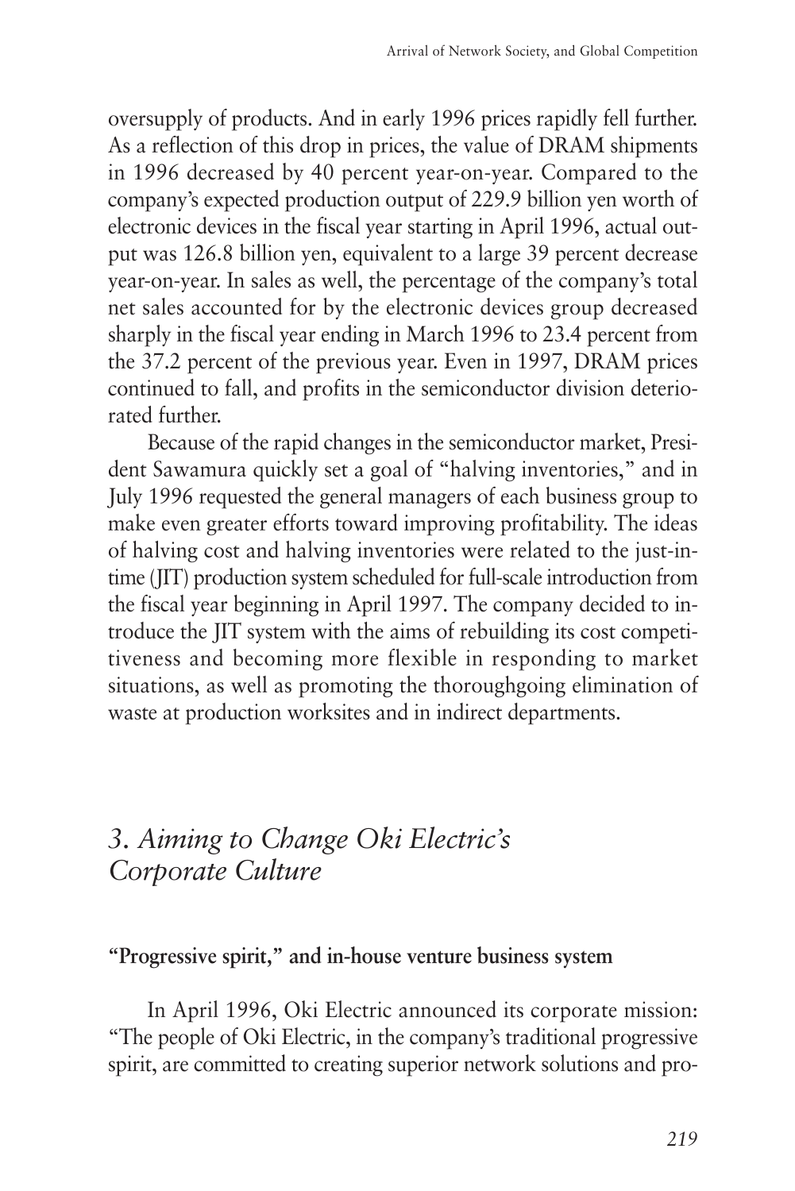oversupply of products. And in early 1996 prices rapidly fell further. As a reflection of this drop in prices, the value of DRAM shipments in 1996 decreased by 40 percent year-on-year. Compared to the company's expected production output of 229.9 billion yen worth of electronic devices in the fiscal year starting in April 1996, actual output was 126.8 billion yen, equivalent to a large 39 percent decrease year-on-year. In sales as well, the percentage of the company's total net sales accounted for by the electronic devices group decreased sharply in the fiscal year ending in March 1996 to 23.4 percent from the 37.2 percent of the previous year. Even in 1997, DRAM prices continued to fall, and profits in the semiconductor division deteriorated further.

Because of the rapid changes in the semiconductor market, President Sawamura quickly set a goal of "halving inventories," and in July 1996 requested the general managers of each business group to make even greater efforts toward improving profitability. The ideas of halving cost and halving inventories were related to the just-in-time (JIT) production system scheduled for full-scale introduction from the fiscal year beginning in April 1997. The company decided to introduce the JIT system with the aims of rebuilding its cost competitiveness and becoming more flexible in responding to market situations, as well as promoting the thoroughgoing elimination of waste at production worksites and in indirect departments.

## *3. Aiming to Change Oki Electric's Corporate Culture*

### "Progressive spirit," and in-house venture business system

In April 1996, Oki Electric announced its corporate mission: "The people of Oki Electric, in the company's traditional progressive spirit, are committed to creating superior network solutions and pro-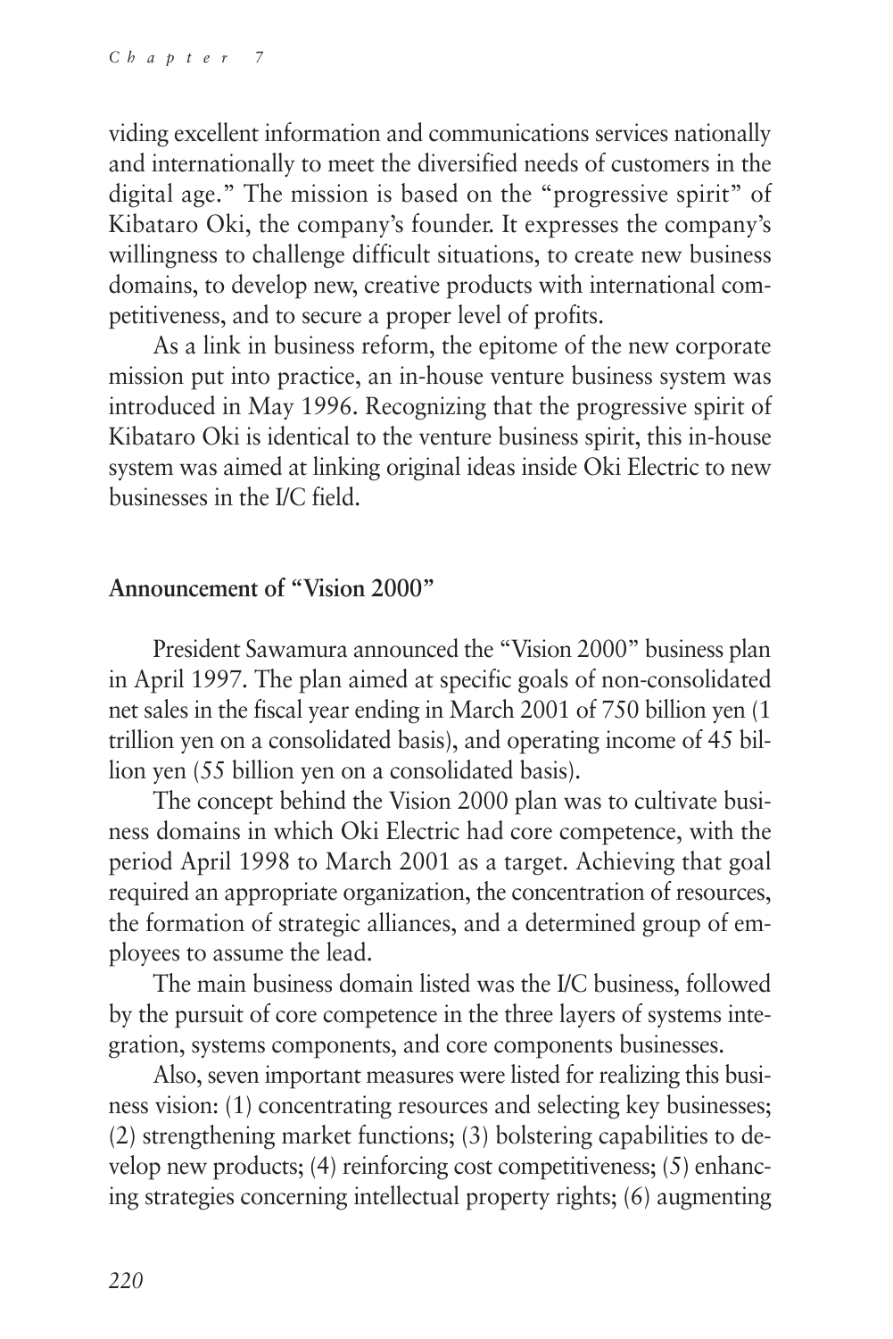viding excellent information and communications services nationally and internationally to meet the diversified needs of customers in the digital age." The mission is based on the "progressive spirit" of Kibataro Oki, the company's founder. It expresses the company's willingness to challenge difficult situations, to create new business domains, to develop new, creative products with international competitiveness, and to secure a proper level of profits.

As a link in business reform, the epitome of the new corporate mission put into practice, an in-house venture business system was introduced in May 1996. Recognizing that the progressive spirit of Kibataro Oki is identical to the venture business spirit, this in-house system was aimed at linking original ideas inside Oki Electric to new businesses in the I/C field.

## Announcement of "Vision 2000"

President Sawamura announced the "Vision 2000" business plan in April 1997. The plan aimed at specific goals of non-consolidated net sales in the fiscal year ending in March 2001 of 750 billion yen (1 trillion yen on a consolidated basis), and operating income of 45 billion yen (55 billion yen on a consolidated basis).

The concept behind the Vision 2000 plan was to cultivate business domains in which Oki Electric had core competence, with the period April 1998 to March 2001 as a target. Achieving that goal required an appropriate organization, the concentration of resources, the formation of strategic alliances, and a determined group of employees to assume the lead.

The main business domain listed was the I/C business, followed by the pursuit of core competence in the three layers of systems integration, systems components, and core components businesses.

Also, seven important measures were listed for realizing this business vision: (1) concentrating resources and selecting key businesses; (2) strengthening market functions; (3) bolstering capabilities to develop new products; (4) reinforcing cost competitiveness; (5) enhancing strategies concerning intellectual property rights; (6) augmenting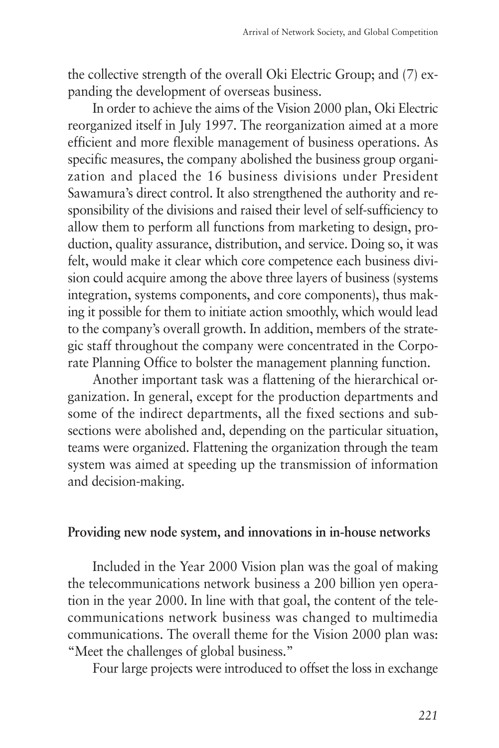the collective strength of the overall Oki Electric Group; and (7) expanding the development of overseas business.

In order to achieve the aims of the Vision 2000 plan, Oki Electric reorganized itself in July 1997. The reorganization aimed at a more efficient and more flexible management of business operations. As specific measures, the company abolished the business group organization and placed the 16 business divisions under President Sawamura's direct control. It also strengthened the authority and responsibility of the divisions and raised their level of self-sufficiency to allow them to perform all functions from marketing to design, production, quality assurance, distribution, and service. Doing so, it was felt, would make it clear which core competence each business division could acquire among the above three layers of business (systems integration, systems components, and core components), thus making it possible for them to initiate action smoothly, which would lead to the company's overall growth. In addition, members of the strategic staff throughout the company were concentrated in the Corporate Planning Office to bolster the management planning function.

Another important task was a flattening of the hierarchical organization. In general, except for the production departments and some of the indirect departments, all the fixed sections and subsections were abolished and, depending on the particular situation, teams were organized. Flattening the organization through the team system was aimed at speeding up the transmission of information and decision-making.

## Providing new node system, and innovations in in-house networks

Included in the Year 2000 Vision plan was the goal of making the telecommunications network business a 200 billion yen operation in the year 2000. In line with that goal, the content of the telecommunications network business was changed to multimedia communications. The overall theme for the Vision 2000 plan was: "Meet the challenges of global business."

Four large projects were introduced to offset the loss in exchange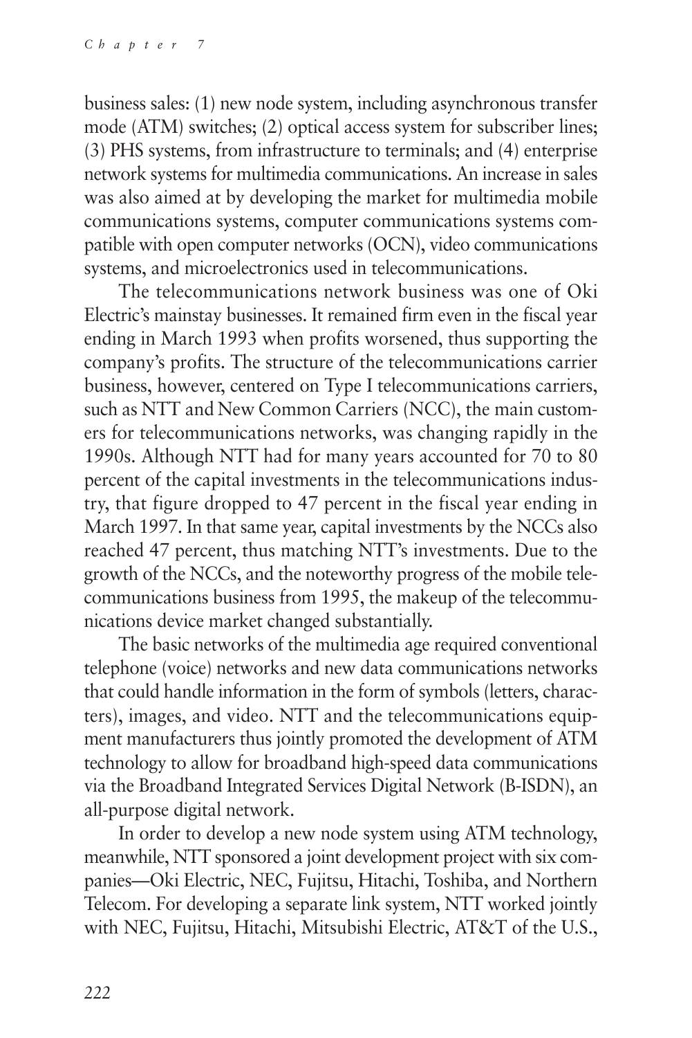business sales: (1) new node system, including asynchronous transfer mode (ATM) switches; (2) optical access system for subscriber lines; (3) PHS systems, from infrastructure to terminals; and (4) enterprise network systems for multimedia communications. An increase in sales was also aimed at by developing the market for multimedia mobile communications systems, computer communications systems compatible with open computer networks (OCN), video communications systems, and microelectronics used in telecommunications.

The telecommunications network business was one of Oki Electric's mainstay businesses. It remained firm even in the fiscal year ending in March 1993 when profits worsened, thus supporting the company's profits. The structure of the telecommunications carrier business, however, centered on Type I telecommunications carriers, such as NTT and New Common Carriers (NCC), the main customers for telecommunications networks, was changing rapidly in the 1990s. Although NTT had for many years accounted for 70 to 80 percent of the capital investments in the telecommunications industry, that figure dropped to 47 percent in the fiscal year ending in March 1997. In that same year, capital investments by the NCCs also reached 47 percent, thus matching NTT's investments. Due to the growth of the NCCs, and the noteworthy progress of the mobile telecommunications business from 1995, the makeup of the telecommunications device market changed substantially.

The basic networks of the multimedia age required conventional telephone (voice) networks and new data communications networks that could handle information in the form of symbols (letters, characters), images, and video. NTT and the telecommunications equipment manufacturers thus jointly promoted the development of ATM technology to allow for broadband high-speed data communications via the Broadband Integrated Services Digital Network (B-ISDN), an all-purpose digital network.

In order to develop a new node system using ATM technology, meanwhile, NTT sponsored a joint development project with six companies—Oki Electric, NEC, Fujitsu, Hitachi, Toshiba, and Northern Telecom. For developing a separate link system, NTT worked jointly with NEC, Fujitsu, Hitachi, Mitsubishi Electric, AT&T of the U.S.,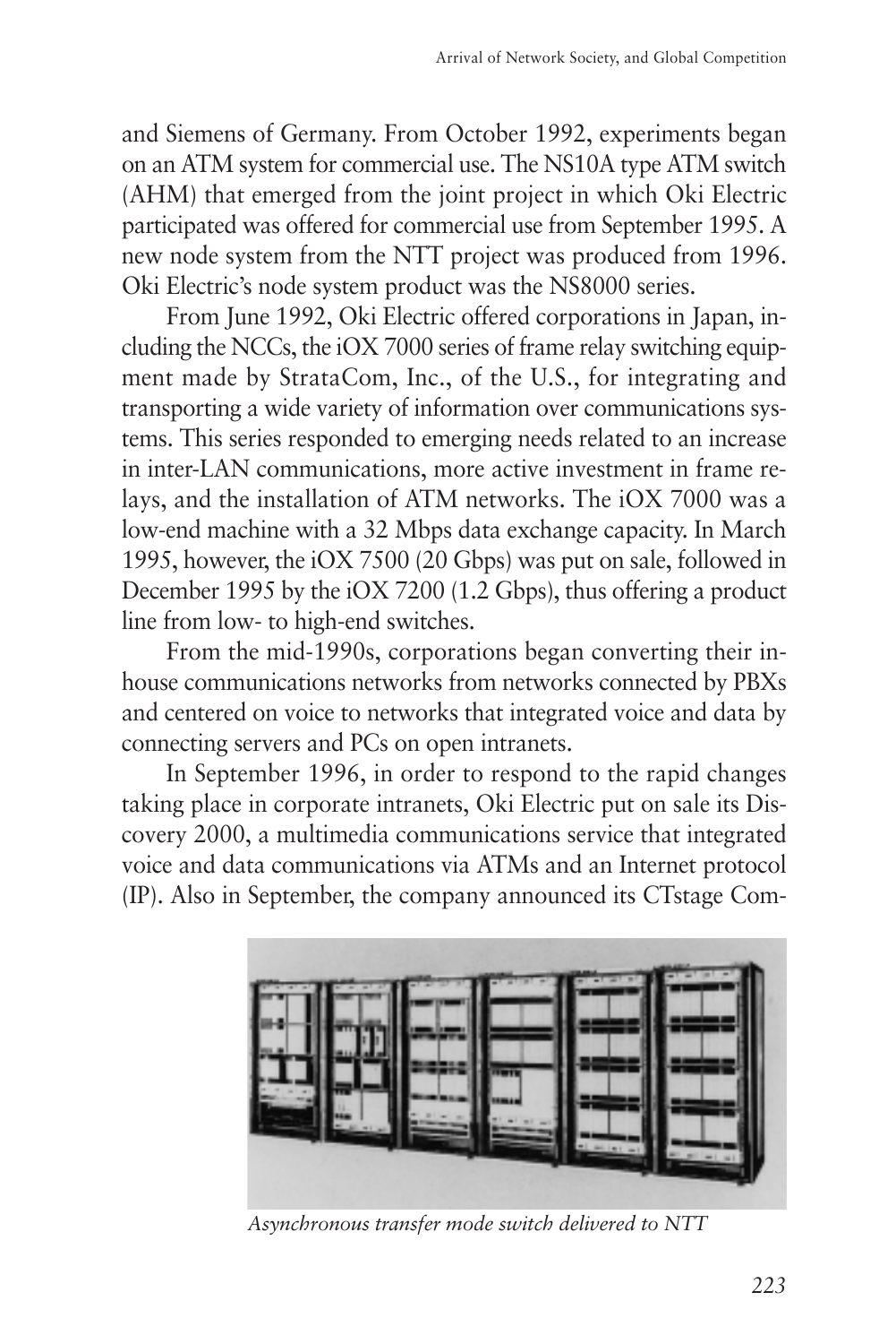and Siemens of Germany. From October 1992, experiments began on an ATM system for commercial use. The NS10A type ATM switch (AHM) that emerged from the joint project in which Oki Electric participated was offered for commercial use from September 1995. A new node system from the NTT project was produced from 1996. Oki Electric's node system product was the NS8000 series.

From June 1992, Oki Electric offered corporations in Japan, including the NCCs, the iOX 7000 series of frame relay switching equipment made by StrataCom, Inc., of the U.S., for integrating and transporting a wide variety of information over communications systems. This series responded to emerging needs related to an increase in inter-LAN communications, more active investment in frame relays, and the installation of ATM networks. The iOX 7000 was a low-end machine with a 32 Mbps data exchange capacity. In March 1995, however, the iOX 7500 (20 Gbps) was put on sale, followed in December 1995 by the iOX 7200 (1.2 Gbps), thus offering a product line from low- to high-end switches.

From the mid-1990s, corporations began converting their in-house communications networks from networks connected by PBXs and centered on voice to networks that integrated voice and data by connecting servers and PCs on open intranets.

In September 1996, in order to respond to the rapid changes taking place in corporate intranets, Oki Electric put on sale its Discovery 2000, a multimedia communications service that integrated voice and data communications via ATMs and an Internet protocol (IP). Also in September, the company announced its CTstage Com-

*Asynchronous transfer mode switch delivered to NTT*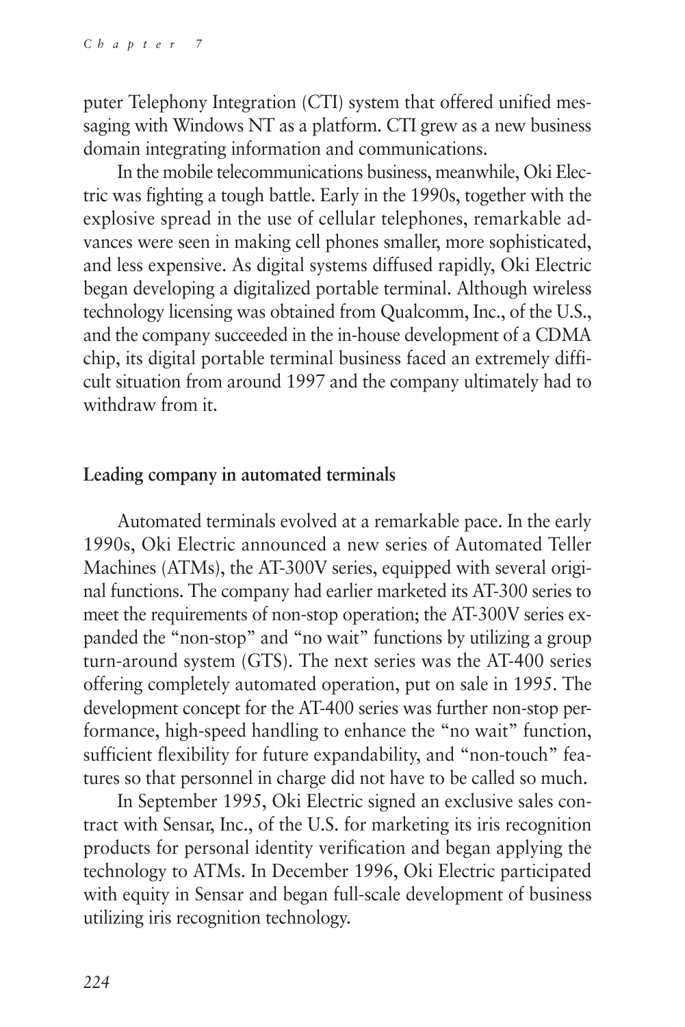puter Telephony Integration (CTI) system that offered unified messaging with Windows NT as a platform. CTI grew as a new business domain integrating information and communications.

In the mobile telecommunications business, meanwhile, Oki Electric was fighting a tough battle. Early in the 1990s, together with the explosive spread in the use of cellular telephones, remarkable advances were seen in making cell phones smaller, more sophisticated, and less expensive. As digital systems diffused rapidly, Oki Electric began developing a digitalized portable terminal. Although wireless technology licensing was obtained from Qualcomm, Inc., of the U.S., and the company succeeded in the in-house development of a CDMA chip, its digital portable terminal business faced an extremely difficult situation from around 1997 and the company ultimately had to withdraw from it.

### Leading company in automated terminals

Automated terminals evolved at a remarkable pace. In the early 1990s, Oki Electric announced a new series of Automated Teller Machines (ATMs), the AT-300V series, equipped with several original functions. The company had earlier marketed its AT-300 series to meet the requirements of non-stop operation; the AT-300V series expanded the "non-stop" and "no wait" functions by utilizing a group turn-around system (GTS). The next series was the AT-400 series offering completely automated operation, put on sale in 1995. The development concept for the AT-400 series was further non-stop performance, high-speed handling to enhance the "no wait" function, sufficient flexibility for future expandability, and "non-touch" features so that personnel in charge did not have to be called so much.

In September 1995, Oki Electric signed an exclusive sales contract with Sensar, Inc., of the U.S. for marketing its iris recognition products for personal identity verification and began applying the technology to ATMs. In December 1996, Oki Electric participated with equity in Sensar and began full-scale development of business utilizing iris recognition technology.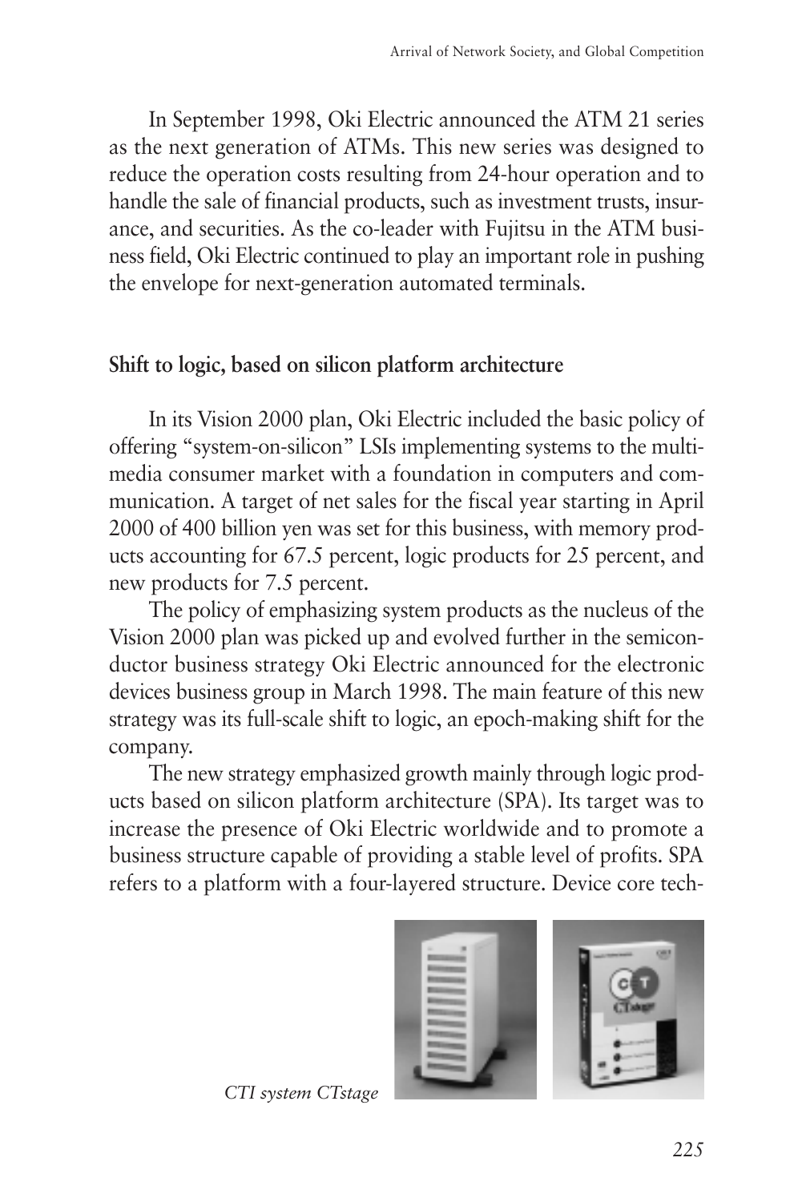In September 1998, Oki Electric announced the ATM 21 series as the next generation of ATMs. This new series was designed to reduce the operation costs resulting from 24-hour operation and to handle the sale of financial products, such as investment trusts, insurance, and securities. As the co-leader with Fujitsu in the ATM business field, Oki Electric continued to play an important role in pushing the envelope for next-generation automated terminals.

## Shift to logic, based on silicon platform architecture

In its Vision 2000 plan, Oki Electric included the basic policy of offering "system-on-silicon" LSIs implementing systems to the multimedia consumer market with a foundation in computers and communication. A target of net sales for the fiscal year starting in April 2000 of 400 billion yen was set for this business, with memory products accounting for 67.5 percent, logic products for 25 percent, and new products for 7.5 percent.

The policy of emphasizing system products as the nucleus of the Vision 2000 plan was picked up and evolved further in the semiconductor business strategy Oki Electric announced for the electronic devices business group in March 1998. The main feature of this new strategy was its full-scale shift to logic, an epoch-making shift for the company.

The new strategy emphasized growth mainly through logic products based on silicon platform architecture (SPA). Its target was to increase the presence of Oki Electric worldwide and to promote a business structure capable of providing a stable level of profits. SPA refers to a platform with a four-layered structure. Device core tech-

*CTI system CTstage*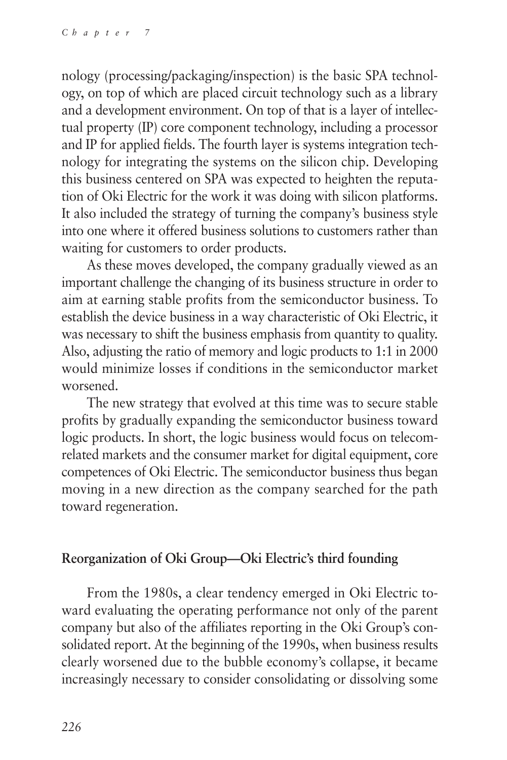nology (processing/packaging/inspection) is the basic SPA technology, on top of which are placed circuit technology such as a library and a development environment. On top of that is a layer of intellectual property (IP) core component technology, including a processor and IP for applied fields. The fourth layer is systems integration technology for integrating the systems on the silicon chip. Developing this business centered on SPA was expected to heighten the reputation of Oki Electric for the work it was doing with silicon platforms. It also included the strategy of turning the company's business style into one where it offered business solutions to customers rather than waiting for customers to order products.

As these moves developed, the company gradually viewed as an important challenge the changing of its business structure in order to aim at earning stable profits from the semiconductor business. To establish the device business in a way characteristic of Oki Electric, it was necessary to shift the business emphasis from quantity to quality. Also, adjusting the ratio of memory and logic products to 1:1 in 2000 would minimize losses if conditions in the semiconductor market worsened.

The new strategy that evolved at this time was to secure stable profits by gradually expanding the semiconductor business toward logic products. In short, the logic business would focus on telecom-related markets and the consumer market for digital equipment, core competences of Oki Electric. The semiconductor business thus began moving in a new direction as the company searched for the path toward regeneration.

## Reorganization of Oki Group—Oki Electric's third founding

From the 1980s, a clear tendency emerged in Oki Electric toward evaluating the operating performance not only of the parent company but also of the affiliates reporting in the Oki Group's consolidated report. At the beginning of the 1990s, when business results clearly worsened due to the bubble economy's collapse, it became increasingly necessary to consider consolidating or dissolving some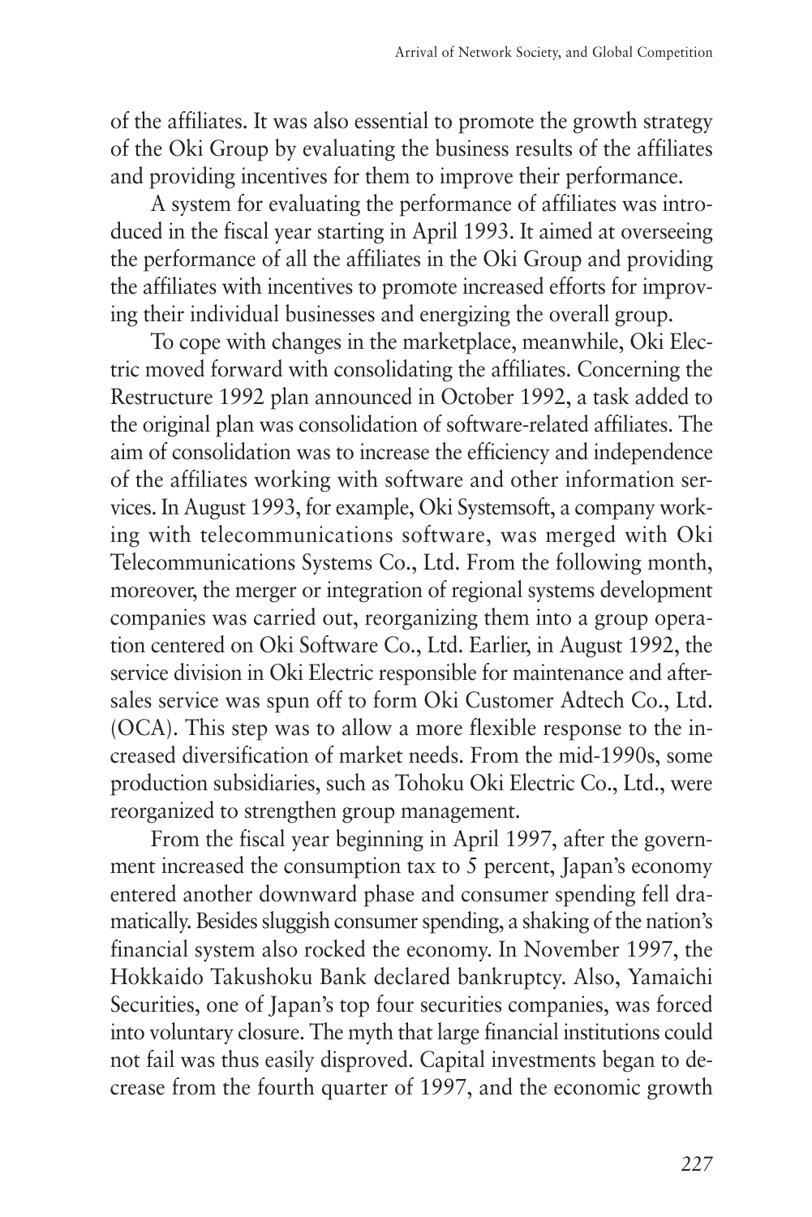of the affiliates. It was also essential to promote the growth strategy of the Oki Group by evaluating the business results of the affiliates and providing incentives for them to improve their performance.

A system for evaluating the performance of affiliates was introduced in the fiscal year starting in April 1993. It aimed at overseeing the performance of all the affiliates in the Oki Group and providing the affiliates with incentives to promote increased efforts for improving their individual businesses and energizing the overall group.

To cope with changes in the marketplace, meanwhile, Oki Electric moved forward with consolidating the affiliates. Concerning the Restructure 1992 plan announced in October 1992, a task added to the original plan was consolidation of software-related affiliates. The aim of consolidation was to increase the efficiency and independence of the affiliates working with software and other information services. In August 1993, for example, Oki Systemsoft, a company working with telecommunications software, was merged with Oki Telecommunications Systems Co., Ltd. From the following month, moreover, the merger or integration of regional systems development companies was carried out, reorganizing them into a group operation centered on Oki Software Co., Ltd. Earlier, in August 1992, the service division in Oki Electric responsible for maintenance and after-sales service was spun off to form Oki Customer Adtech Co., Ltd. (OCA). This step was to allow a more flexible response to the increased diversification of market needs. From the mid-1990s, some production subsidiaries, such as Tohoku Oki Electric Co., Ltd., were reorganized to strengthen group management.

From the fiscal year beginning in April 1997, after the government increased the consumption tax to 5 percent, Japan's economy entered another downward phase and consumer spending fell dramatically. Besides sluggish consumer spending, a shaking of the nation's financial system also rocked the economy. In November 1997, the Hokkaido Takushoku Bank declared bankruptcy. Also, Yamaichi Securities, one of Japan's top four securities companies, was forced into voluntary closure. The myth that large financial institutions could not fail was thus easily disproved. Capital investments began to decrease from the fourth quarter of 1997, and the economic growth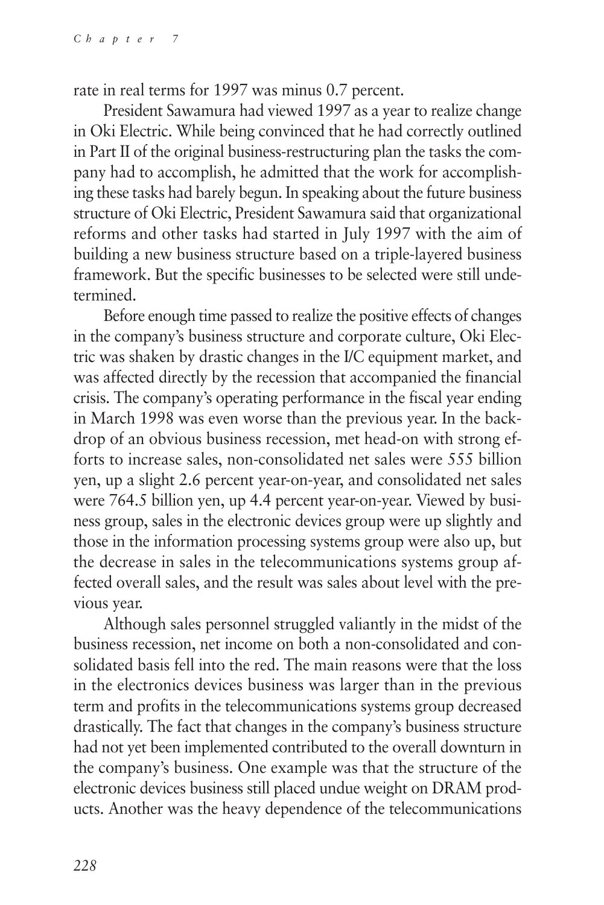rate in real terms for 1997 was minus 0.7 percent.

President Sawamura had viewed 1997 as a year to realize change in Oki Electric. While being convinced that he had correctly outlined in Part II of the original business-restructuring plan the tasks the company had to accomplish, he admitted that the work for accomplishing these tasks had barely begun. In speaking about the future business structure of Oki Electric, President Sawamura said that organizational reforms and other tasks had started in July 1997 with the aim of building a new business structure based on a triple-layered business framework. But the specific businesses to be selected were still undetermined.

Before enough time passed to realize the positive effects of changes in the company's business structure and corporate culture, Oki Electric was shaken by drastic changes in the I/C equipment market, and was affected directly by the recession that accompanied the financial crisis. The company's operating performance in the fiscal year ending in March 1998 was even worse than the previous year. In the backdrop of an obvious business recession, met head-on with strong efforts to increase sales, non-consolidated net sales were 555 billion yen, up a slight 2.6 percent year-on-year, and consolidated net sales were 764.5 billion yen, up 4.4 percent year-on-year. Viewed by business group, sales in the electronic devices group were up slightly and those in the information processing systems group were also up, but the decrease in sales in the telecommunications systems group affected overall sales, and the result was sales about level with the previous year.

Although sales personnel struggled valiantly in the midst of the business recession, net income on both a non-consolidated and consolidated basis fell into the red. The main reasons were that the loss in the electronics devices business was larger than in the previous term and profits in the telecommunications systems group decreased drastically. The fact that changes in the company's business structure had not yet been implemented contributed to the overall downturn in the company's business. One example was that the structure of the electronic devices business still placed undue weight on DRAM products. Another was the heavy dependence of the telecommunications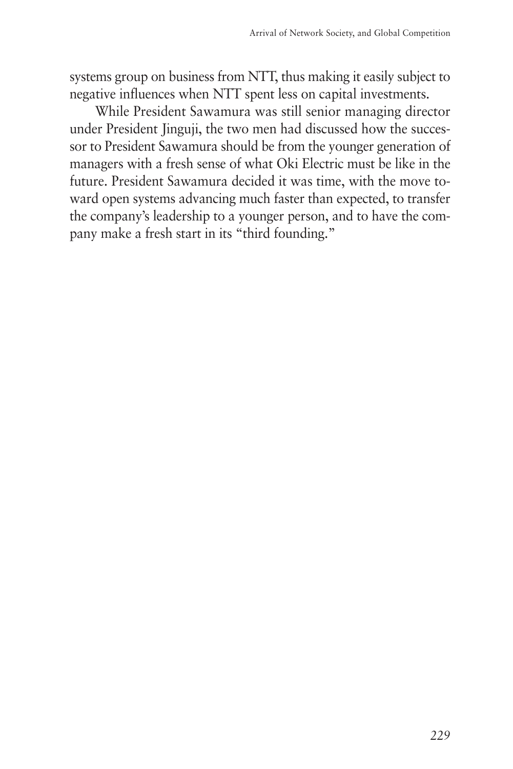systems group on business from NTT, thus making it easily subject to negative influences when NTT spent less on capital investments.

While President Sawamura was still senior managing director under President Jinguji, the two men had discussed how the successor to President Sawamura should be from the younger generation of managers with a fresh sense of what Oki Electric must be like in the future. President Sawamura decided it was time, with the move toward open systems advancing much faster than expected, to transfer the company's leadership to a younger person, and to have the company make a fresh start in its "third founding."